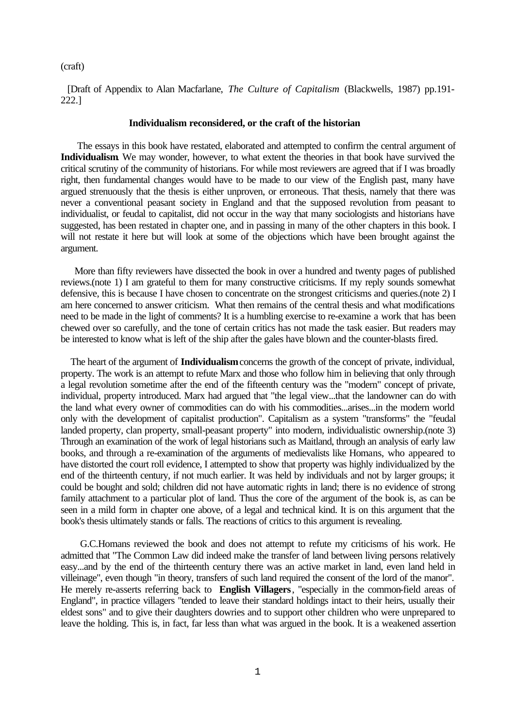(craft)

[Draft of Appendix to Alan Macfarlane, *The Culture of Capitalism* (Blackwells, 1987) pp.191-222.]

### Individualism reconsidered, or the craft of the historian

The essays in this book have restated, elaborated and attempted to confirm the central argument of **Individualism**. We may wonder, however, to what extent the theories in that book have survived the critical scrutiny of the community of historians. For while most reviewers are agreed that if I was broadly right, then fundamental changes would have to be made to our view of the English past, many have argued strenuously that the thesis is either unproven, or erroneous. That thesis, namely that there was never a conventional peasant society in England and that the supposed revolution from peasant to individualist, or feudal to capitalist, did not occur in the way that many sociologists and historians have suggested, has been restated in chapter one, and in passing in many of the other chapters in this book. I will not restate it here but will look at some of the objections which have been brought against the argument.

More than fifty reviewers have dissected the book in over a hundred and twenty pages of published reviews.(note 1) I am grateful to them for many constructive criticisms. If my reply sounds somewhat defensive, this is because I have chosen to concentrate on the strongest criticisms and queries.(note 2) I am here concerned to answer criticism. What then remains of the central thesis and what modifications need to be made in the light of comments? It is a humbling exercise to re-examine a work that has been chewed over so carefully, and the tone of certain critics has not made the task easier. But readers may be interested to know what is left of the ship after the gales have blown and the counter-blasts fired.

The heart of the argument of **Individualism** concerns the growth of the concept of private, individual, property. The work is an attempt to refute Marx and those who follow him in believing that only through a legal revolution sometime after the end of the fifteenth century was the "modern" concept of private, individual, property introduced. Marx had argued that "the legal view...that the landowner can do with the land what every owner of commodities can do with his commodities...arises...in the modern world only with the development of capitalist production". Capitalism as a system "transforms" the "feudal landed property, clan property, small-peasant property" into modern, individualistic ownership.(note 3) Through an examination of the work of legal historians such as Maitland, through an analysis of early law books, and through a re-examination of the arguments of medievalists like Homans, who appeared to have distorted the court roll evidence, I attempted to show that property was highly individualized by the end of the thirteenth century, if not much earlier. It was held by individuals and not by larger groups; it could be bought and sold; children did not have automatic rights in land; there is no evidence of strong family attachment to a particular plot of land. Thus the core of the argument of the book is, as can be seen in a mild form in chapter one above, of a legal and technical kind. It is on this argument that the book's thesis ultimately stands or falls. The reactions of critics to this argument is revealing.

G.C.Homans reviewed the book and does not attempt to refute my criticisms of his work. He admitted that "The Common Law did indeed make the transfer of land between living persons relatively easy...and by the end of the thirteenth century there was an active market in land, even land held in villeinage", even though "in theory, transfers of such land required the consent of the lord of the manor". He merely re-asserts referring back to **English Villagers**, "especially in the common-field areas of England", in practice villagers "tended to leave their standard holdings intact to their heirs, usually their eldest sons" and to give their daughters dowries and to support other children who were unprepared to leave the holding. This is, in fact, far less than what was argued in the book. It is a weakened assertion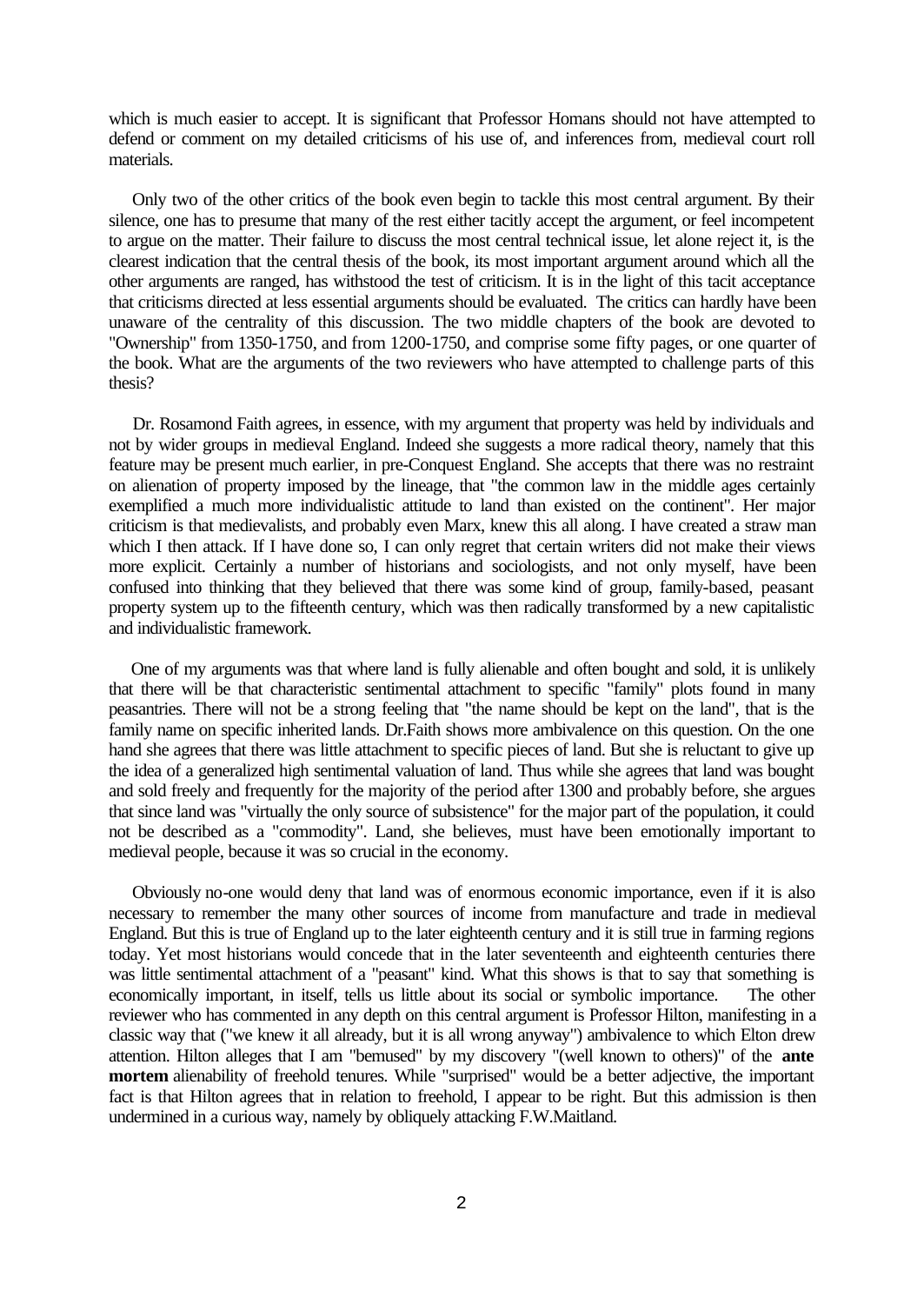which is much easier to accept. It is significant that Professor Homans should not have attempted to defend or comment on my detailed criticisms of his use of, and inferences from, medieval court roll materials.

Only two of the other critics of the book even begin to tackle this most central argument. By their silence, one has to presume that many of the rest either tacitly accept the argument, or feel incompetent to argue on the matter. Their failure to discuss the most central technical issue, let alone reject it, is the clearest indication that the central thesis of the book, its most important argument around which all the other arguments are ranged, has withstood the test of criticism. It is in the light of this tacit acceptance that criticisms directed at less essential arguments should be evaluated. The critics can hardly have been unaware of the centrality of this discussion. The two middle chapters of the book are devoted to "Ownership" from 1350-1750, and from 1200-1750, and comprise some fifty pages, or one quarter of the book. What are the arguments of the two reviewers who have attempted to challenge parts of this thesis?

Dr. Rosamond Faith agrees, in essence, with my argument that property was held by individuals and not by wider groups in medieval England. Indeed she suggests a more radical theory, namely that this feature may be present much earlier, in pre-Conquest England. She accepts that there was no restraint on alienation of property imposed by the lineage, that "the common law in the middle ages certainly exemplified a much more individualistic attitude to land than existed on the continent". Her major criticism is that medievalists, and probably even Marx, knew this all along. I have created a straw man which I then attack. If I have done so, I can only regret that certain writers did not make their views more explicit. Certainly a number of historians and sociologists, and not only myself, have been confused into thinking that they believed that there was some kind of group, family-based, peasant property system up to the fifteenth century, which was then radically transformed by a new capitalistic and individualistic framework.

One of my arguments was that where land is fully alienable and often bought and sold, it is unlikely that there will be that characteristic sentimental attachment to specific "family" plots found in many peasantries. There will not be a strong feeling that "the name should be kept on the land", that is the family name on specific inherited lands. Dr.Faith shows more ambivalence on this question. On the one hand she agrees that there was little attachment to specific pieces of land. But she is reluctant to give up the idea of a generalized high sentimental valuation of land. Thus while she agrees that land was bought and sold freely and frequently for the majority of the period after 1300 and probably before, she argues that since land was "virtually the only source of subsistence" for the major part of the population, it could not be described as a "commodity". Land, she believes, must have been emotionally important to medieval people, because it was so crucial in the economy.

Obviously no-one would deny that land was of enormous economic importance, even if it is also necessary to remember the many other sources of income from manufacture and trade in medieval England. But this is true of England up to the later eighteenth century and it is still true in farming regions today. Yet most historians would concede that in the later seventeenth and eighteenth centuries there was little sentimental attachment of a "peasant" kind. What this shows is that to say that something is economically important, in itself, tells us little about its social or symbolic importance. The other reviewer who has commented in any depth on this central argument is Professor Hilton, manifesting in a classic way that ("we knew it all already, but it is all wrong anyway") ambivalence to which Elton drew attention. Hilton alleges that I am "bemused" by my discovery "(well known to others)" of the **ante mortem** alienability of freehold tenures. While "surprised" would be a better adjective, the important fact is that Hilton agrees that in relation to freehold, I appear to be right. But this admission is then undermined in a curious way, namely by obliquely attacking F.W.Maitland.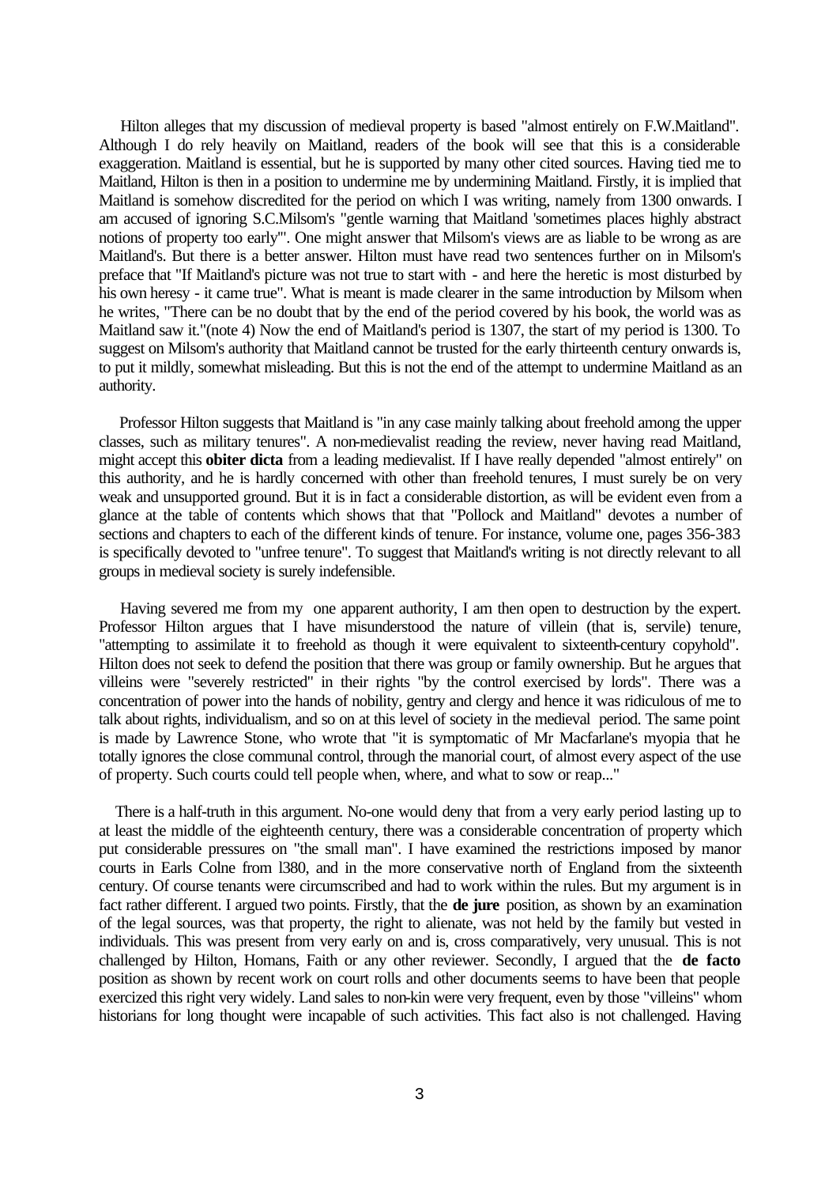Hilton alleges that my discussion of medieval property is based "almost entirely on F.W.Maitland". Although I do rely heavily on Maitland, readers of the book will see that this is a considerable exaggeration. Maitland is essential, but he is supported by many other cited sources. Having tied me to Maitland, Hilton is then in a position to undermine me by undermining Maitland. Firstly, it is implied that Maitland is somehow discredited for the period on which I was writing, namely from 1300 onwards. I am accused of ignoring S.C.Milsom's "gentle warning that Maitland 'sometimes places highly abstract notions of property too early'". One might answer that Milsom's views are as liable to be wrong as are Maitland's. But there is a better answer. Hilton must have read two sentences further on in Milsom's preface that "If Maitland's picture was not true to start with - and here the heretic is most disturbed by his own heresy - it came true". What is meant is made clearer in the same introduction by Milsom when he writes, "There can be no doubt that by the end of the period covered by his book, the world was as Maitland saw it."(note 4) Now the end of Maitland's period is 1307, the start of my period is 1300. To suggest on Milsom's authority that Maitland cannot be trusted for the early thirteenth century onwards is, to put it mildly, somewhat misleading. But this is not the end of the attempt to undermine Maitland as an authority.

Professor Hilton suggests that Maitland is "in any case mainly talking about freehold among the upper classes, such as military tenures". A non-medievalist reading the review, never having read Maitland, might accept this **obiter dicta** from a leading medievalist. If I have really depended "almost entirely" on this authority, and he is hardly concerned with other than freehold tenures, I must surely be on very weak and unsupported ground. But it is in fact a considerable distortion, as will be evident even from a glance at the table of contents which shows that that "Pollock and Maitland" devotes a number of sections and chapters to each of the different kinds of tenure. For instance, volume one, pages 356-383 is specifically devoted to "unfree tenure". To suggest that Maitland's writing is not directly relevant to all groups in medieval society is surely indefensible.

Having severed me from my one apparent authority, I am then open to destruction by the expert. Professor Hilton argues that I have misunderstood the nature of villein (that is, servile) tenure, "attempting to assimilate it to freehold as though it were equivalent to sixteenth-century copyhold". Hilton does not seek to defend the position that there was group or family ownership. But he argues that villeins were "severely restricted" in their rights "by the control exercised by lords". There was a concentration of power into the hands of nobility, gentry and clergy and hence it was ridiculous of me to talk about rights, individualism, and so on at this level of society in the medieval period. The same point is made by Lawrence Stone, who wrote that "it is symptomatic of Mr Macfarlane's myopia that he totally ignores the close communal control, through the manorial court, of almost every aspect of the use of property. Such courts could tell people when, where, and what to sow or reap..."

There is a half-truth in this argument. No-one would deny that from a very early period lasting up to at least the middle of the eighteenth century, there was a considerable concentration of property which put considerable pressures on "the small man". I have examined the restrictions imposed by manor courts in Earls Colne from l380, and in the more conservative north of England from the sixteenth century. Of course tenants were circumscribed and had to work within the rules. But my argument is in fact rather different. I argued two points. Firstly, that the **de jure** position, as shown by an examination of the legal sources, was that property, the right to alienate, was not held by the family but vested in individuals. This was present from very early on and is, cross comparatively, very unusual. This is not challenged by Hilton, Homans, Faith or any other reviewer. Secondly, I argued that the **de facto** position as shown by recent work on court rolls and other documents seems to have been that people exercized this right very widely. Land sales to non-kin were very frequent, even by those "villeins" whom historians for long thought were incapable of such activities. This fact also is not challenged. Having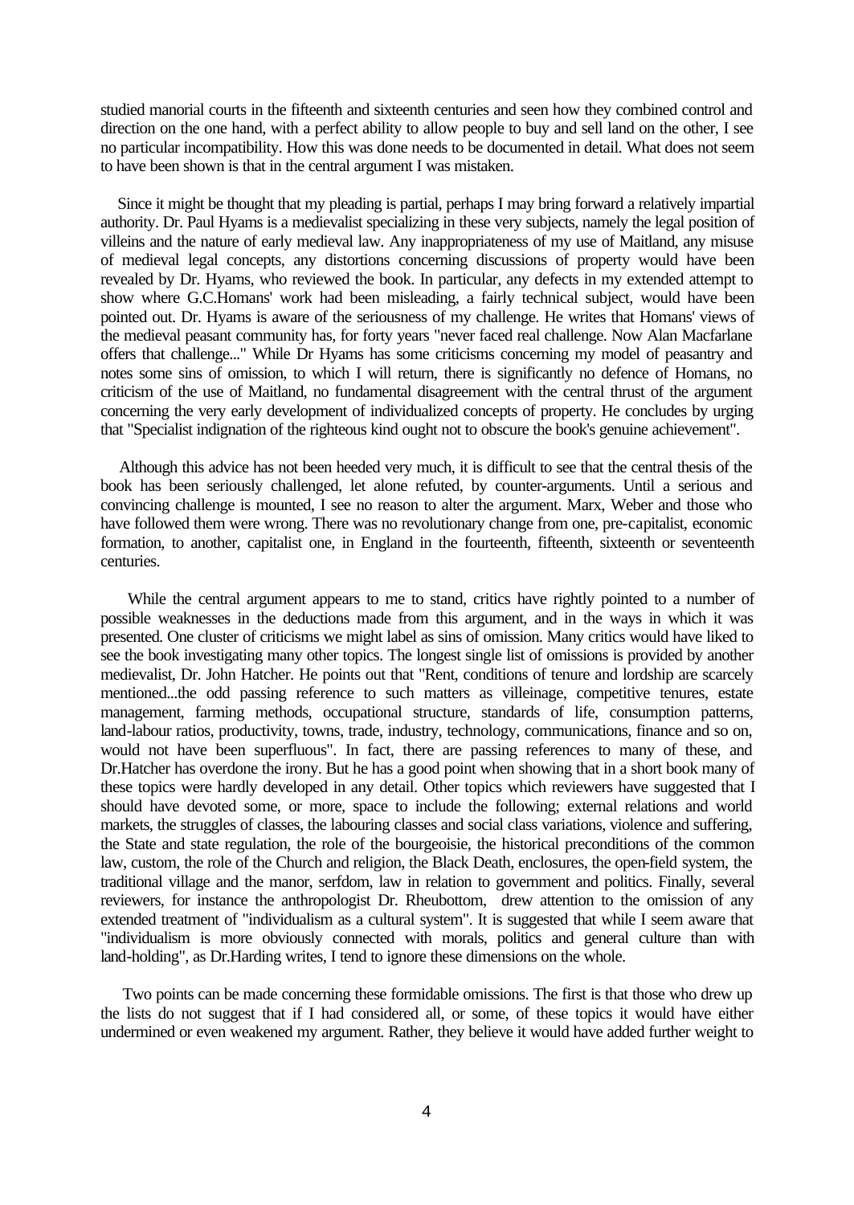studied manorial courts in the fifteenth and sixteenth centuries and seen how they combined control and direction on the one hand, with a perfect ability to allow people to buy and sell land on the other, I see no particular incompatibility. How this was done needs to be documented in detail. What does not seem to have been shown is that in the central argument I was mistaken.

Since it might be thought that my pleading is partial, perhaps I may bring forward a relatively impartial authority. Dr. Paul Hyams is a medievalist specializing in these very subjects, namely the legal position of villeins and the nature of early medieval law. Any inappropriateness of my use of Maitland, any misuse of medieval legal concepts, any distortions concerning discussions of property would have been revealed by Dr. Hyams, who reviewed the book. In particular, any defects in my extended attempt to show where G.C.Homans' work had been misleading, a fairly technical subject, would have been pointed out. Dr. Hyams is aware of the seriousness of my challenge. He writes that Homans' views of the medieval peasant community has, for forty years "never faced real challenge. Now Alan Macfarlane offers that challenge..." While Dr Hyams has some criticisms concerning my model of peasantry and notes some sins of omission, to which I will return, there is significantly no defence of Homans, no criticism of the use of Maitland, no fundamental disagreement with the central thrust of the argument concerning the very early development of individualized concepts of property. He concludes by urging that "Specialist indignation of the righteous kind ought not to obscure the book's genuine achievement".

Although this advice has not been heeded very much, it is difficult to see that the central thesis of the book has been seriously challenged, let alone refuted, by counter-arguments. Until a serious and convincing challenge is mounted, I see no reason to alter the argument. Marx, Weber and those who have followed them were wrong. There was no revolutionary change from one, pre-capitalist, economic formation, to another, capitalist one, in England in the fourteenth, fifteenth, sixteenth or seventeenth centuries.

While the central argument appears to me to stand, critics have rightly pointed to a number of possible weaknesses in the deductions made from this argument, and in the ways in which it was presented. One cluster of criticisms we might label as sins of omission. Many critics would have liked to see the book investigating many other topics. The longest single list of omissions is provided by another medievalist, Dr. John Hatcher. He points out that "Rent, conditions of tenure and lordship are scarcely mentioned...the odd passing reference to such matters as villeinage, competitive tenures, estate management, farming methods, occupational structure, standards of life, consumption patterns, land-labour ratios, productivity, towns, trade, industry, technology, communications, finance and so on, would not have been superfluous". In fact, there are passing references to many of these, and Dr.Hatcher has overdone the irony. But he has a good point when showing that in a short book many of these topics were hardly developed in any detail. Other topics which reviewers have suggested that I should have devoted some, or more, space to include the following; external relations and world markets, the struggles of classes, the labouring classes and social class variations, violence and suffering, the State and state regulation, the role of the bourgeoisie, the historical preconditions of the common law, custom, the role of the Church and religion, the Black Death, enclosures, the open-field system, the traditional village and the manor, serfdom, law in relation to government and politics. Finally, several reviewers, for instance the anthropologist Dr. Rheubottom, drew attention to the omission of any extended treatment of "individualism as a cultural system". It is suggested that while I seem aware that "individualism is more obviously connected with morals, politics and general culture than with land-holding", as Dr.Harding writes, I tend to ignore these dimensions on the whole.

Two points can be made concerning these formidable omissions. The first is that those who drew up the lists do not suggest that if I had considered all, or some, of these topics it would have either undermined or even weakened my argument. Rather, they believe it would have added further weight to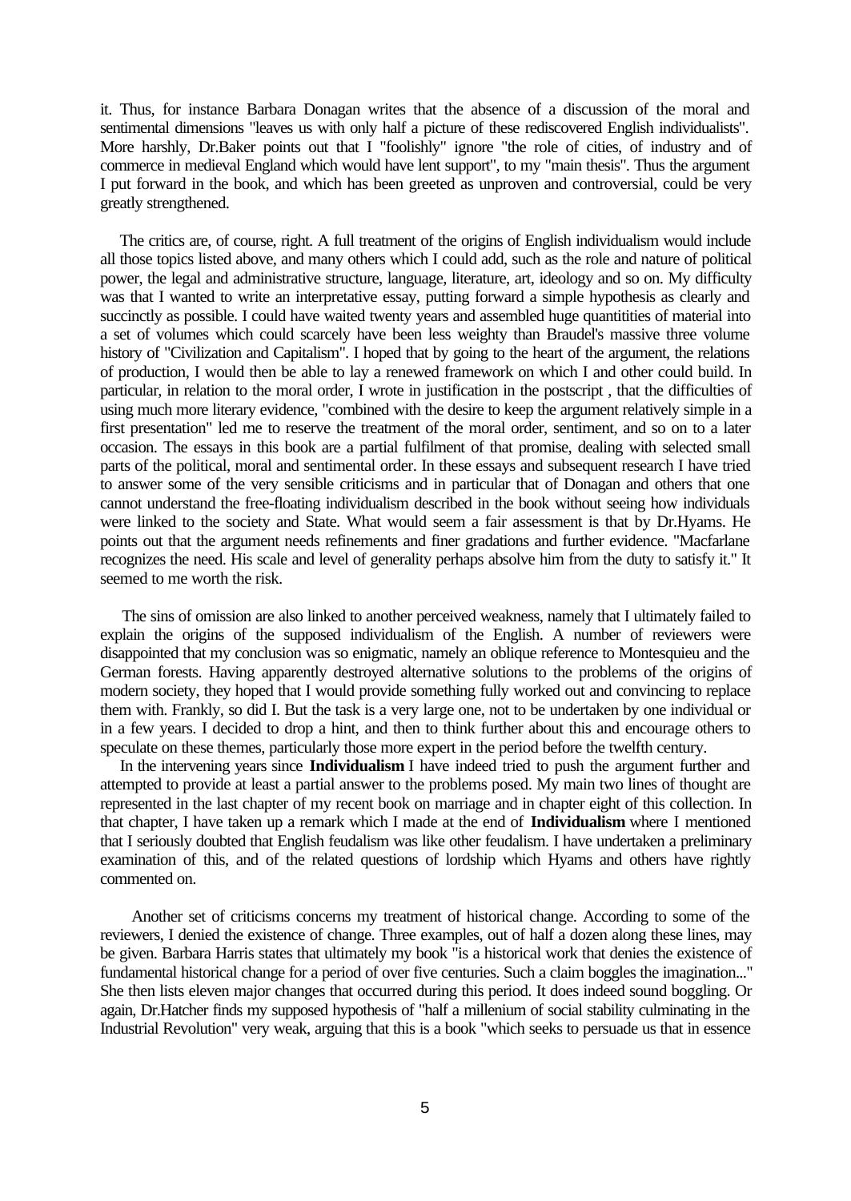it. Thus, for instance Barbara Donagan writes that the absence of a discussion of the moral and sentimental dimensions "leaves us with only half a picture of these rediscovered English individualists". More harshly, Dr.Baker points out that I "foolishly" ignore "the role of cities, of industry and of commerce in medieval England which would have lent support", to my "main thesis". Thus the argument I put forward in the book, and which has been greeted as unproven and controversial, could be very greatly strengthened.

The critics are, of course, right. A full treatment of the origins of English individualism would include all those topics listed above, and many others which I could add, such as the role and nature of political power, the legal and administrative structure, language, literature, art, ideology and so on. My difficulty was that I wanted to write an interpretative essay, putting forward a simple hypothesis as clearly and succinctly as possible. I could have waited twenty years and assembled huge quantitities of material into a set of volumes which could scarcely have been less weighty than Braudel's massive three volume history of "Civilization and Capitalism". I hoped that by going to the heart of the argument, the relations of production, I would then be able to lay a renewed framework on which I and other could build. In particular, in relation to the moral order, I wrote in justification in the postscript , that the difficulties of using much more literary evidence, "combined with the desire to keep the argument relatively simple in a first presentation" led me to reserve the treatment of the moral order, sentiment, and so on to a later occasion. The essays in this book are a partial fulfilment of that promise, dealing with selected small parts of the political, moral and sentimental order. In these essays and subsequent research I have tried to answer some of the very sensible criticisms and in particular that of Donagan and others that one cannot understand the free-floating individualism described in the book without seeing how individuals were linked to the society and State. What would seem a fair assessment is that by Dr.Hyams. He points out that the argument needs refinements and finer gradations and further evidence. "Macfarlane recognizes the need. His scale and level of generality perhaps absolve him from the duty to satisfy it." It seemed to me worth the risk.

The sins of omission are also linked to another perceived weakness, namely that I ultimately failed to explain the origins of the supposed individualism of the English. A number of reviewers were disappointed that my conclusion was so enigmatic, namely an oblique reference to Montesquieu and the German forests. Having apparently destroyed alternative solutions to the problems of the origins of modern society, they hoped that I would provide something fully worked out and convincing to replace them with. Frankly, so did I. But the task is a very large one, not to be undertaken by one individual or in a few years. I decided to drop a hint, and then to think further about this and encourage others to speculate on these themes, particularly those more expert in the period before the twelfth century.

In the intervening years since **Individualism** I have indeed tried to push the argument further and attempted to provide at least a partial answer to the problems posed. My main two lines of thought are represented in the last chapter of my recent book on marriage and in chapter eight of this collection. In that chapter, I have taken up a remark which I made at the end of **Individualism** where I mentioned that I seriously doubted that English feudalism was like other feudalism. I have undertaken a preliminary examination of this, and of the related questions of lordship which Hyams and others have rightly commented on.

Another set of criticisms concerns my treatment of historical change. According to some of the reviewers, I denied the existence of change. Three examples, out of half a dozen along these lines, may be given. Barbara Harris states that ultimately my book "is a historical work that denies the existence of fundamental historical change for a period of over five centuries. Such a claim boggles the imagination..." She then lists eleven major changes that occurred during this period. It does indeed sound boggling. Or again, Dr.Hatcher finds my supposed hypothesis of "half a millenium of social stability culminating in the Industrial Revolution" very weak, arguing that this is a book "which seeks to persuade us that in essence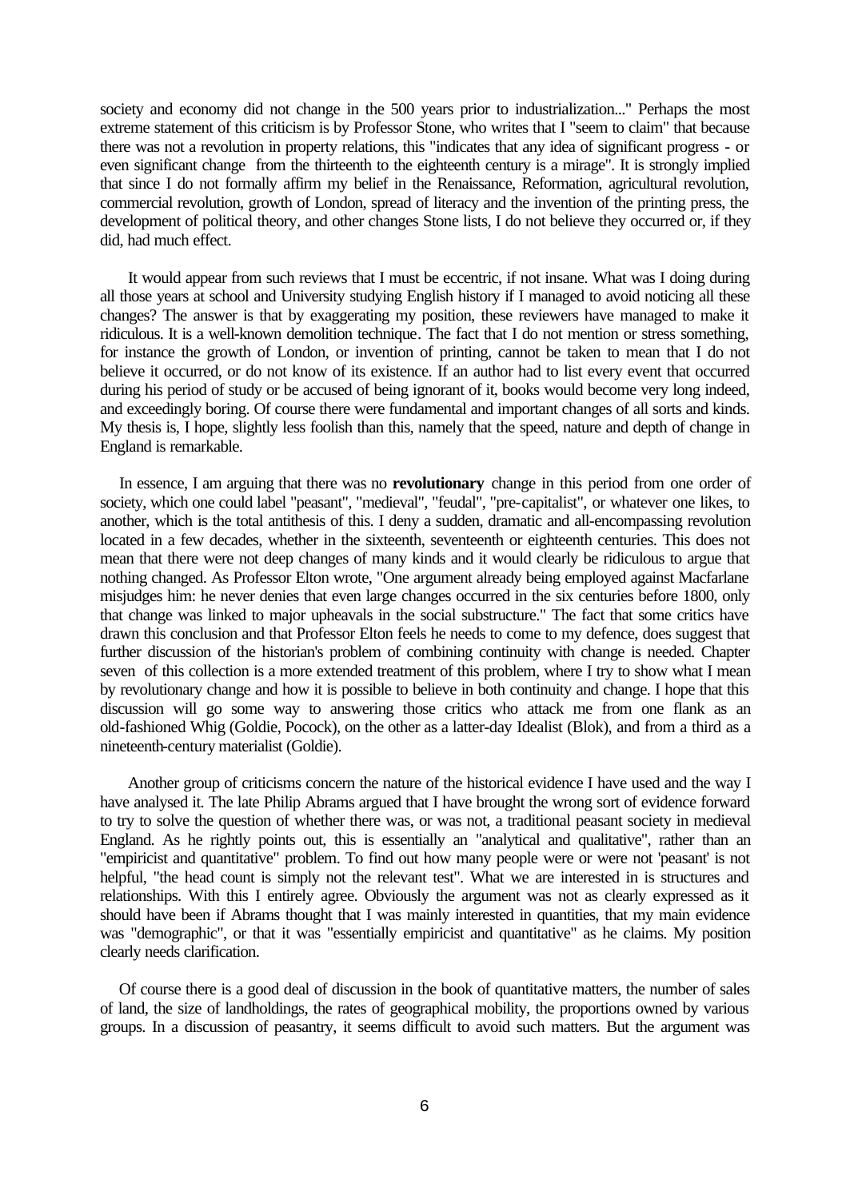society and economy did not change in the 500 years prior to industrialization..." Perhaps the most extreme statement of this criticism is by Professor Stone, who writes that I "seem to claim" that because there was not a revolution in property relations, this "indicates that any idea of significant progress - or even significant change from the thirteenth to the eighteenth century is a mirage". It is strongly implied that since I do not formally affirm my belief in the Renaissance, Reformation, agricultural revolution, commercial revolution, growth of London, spread of literacy and the invention of the printing press, the development of political theory, and other changes Stone lists, I do not believe they occurred or, if they did, had much effect.

It would appear from such reviews that I must be eccentric, if not insane. What was I doing during all those years at school and University studying English history if I managed to avoid noticing all these changes? The answer is that by exaggerating my position, these reviewers have managed to make it ridiculous. It is a well-known demolition technique. The fact that I do not mention or stress something, for instance the growth of London, or invention of printing, cannot be taken to mean that I do not believe it occurred, or do not know of its existence. If an author had to list every event that occurred during his period of study or be accused of being ignorant of it, books would become very long indeed, and exceedingly boring. Of course there were fundamental and important changes of all sorts and kinds. My thesis is, I hope, slightly less foolish than this, namely that the speed, nature and depth of change in England is remarkable.

In essence, I am arguing that there was no **revolutionary** change in this period from one order of society, which one could label "peasant", "medieval", "feudal", "pre-capitalist", or whatever one likes, to another, which is the total antithesis of this. I deny a sudden, dramatic and all-encompassing revolution located in a few decades, whether in the sixteenth, seventeenth or eighteenth centuries. This does not mean that there were not deep changes of many kinds and it would clearly be ridiculous to argue that nothing changed. As Professor Elton wrote, "One argument already being employed against Macfarlane misjudges him: he never denies that even large changes occurred in the six centuries before 1800, only that change was linked to major upheavals in the social substructure." The fact that some critics have drawn this conclusion and that Professor Elton feels he needs to come to my defence, does suggest that further discussion of the historian's problem of combining continuity with change is needed. Chapter seven of this collection is a more extended treatment of this problem, where I try to show what I mean by revolutionary change and how it is possible to believe in both continuity and change. I hope that this discussion will go some way to answering those critics who attack me from one flank as an old-fashioned Whig (Goldie, Pocock), on the other as a latter-day Idealist (Blok), and from a third as a nineteenth-century materialist (Goldie).

Another group of criticisms concern the nature of the historical evidence I have used and the way I have analysed it. The late Philip Abrams argued that I have brought the wrong sort of evidence forward to try to solve the question of whether there was, or was not, a traditional peasant society in medieval England. As he rightly points out, this is essentially an "analytical and qualitative", rather than an "empiricist and quantitative" problem. To find out how many people were or were not 'peasant' is not helpful, "the head count is simply not the relevant test". What we are interested in is structures and relationships. With this I entirely agree. Obviously the argument was not as clearly expressed as it should have been if Abrams thought that I was mainly interested in quantities, that my main evidence was "demographic", or that it was "essentially empiricist and quantitative" as he claims. My position clearly needs clarification.

Of course there is a good deal of discussion in the book of quantitative matters, the number of sales of land, the size of landholdings, the rates of geographical mobility, the proportions owned by various groups. In a discussion of peasantry, it seems difficult to avoid such matters. But the argument was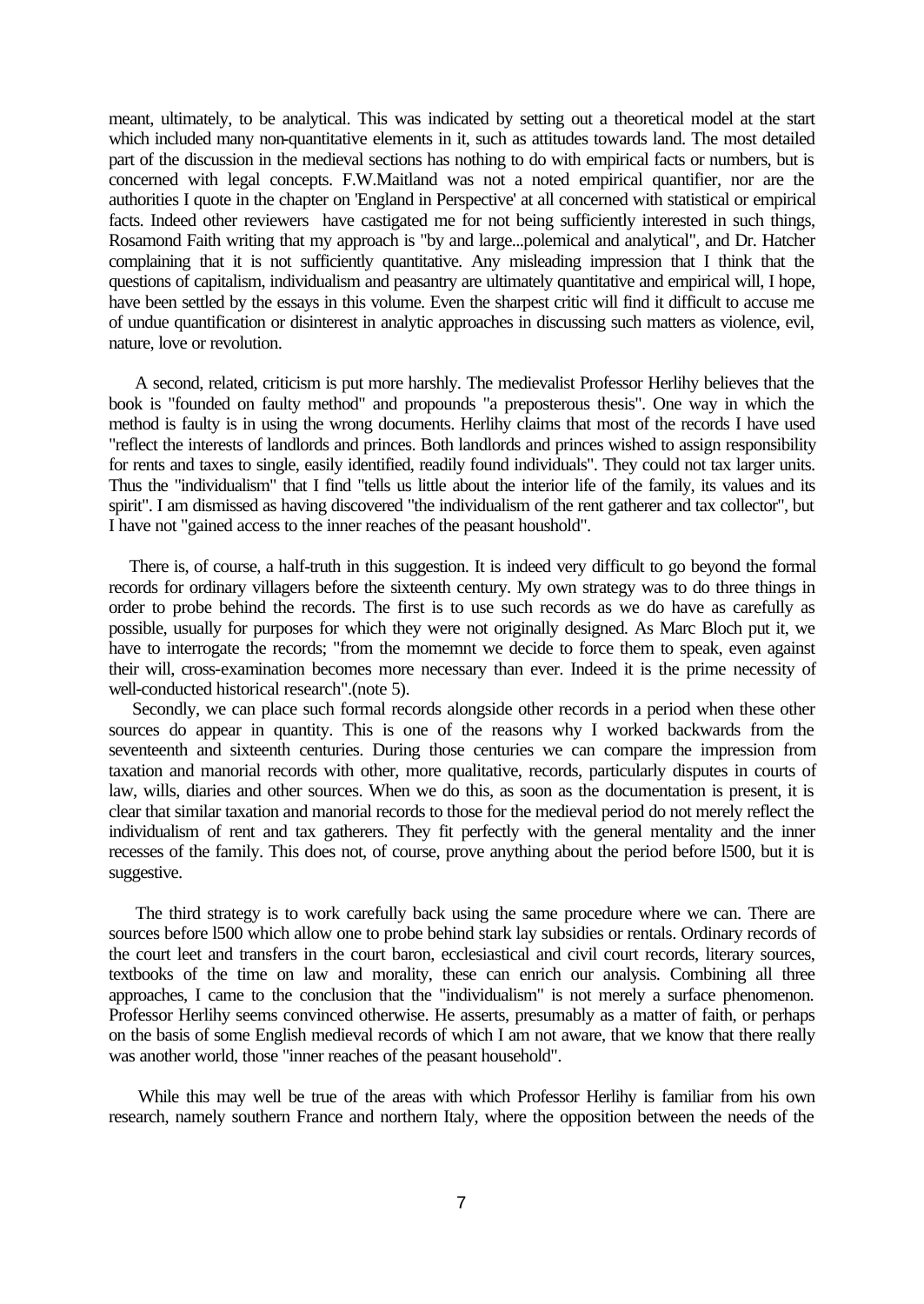meant, ultimately, to be analytical. This was indicated by setting out a theoretical model at the start which included many non-quantitative elements in it, such as attitudes towards land. The most detailed part of the discussion in the medieval sections has nothing to do with empirical facts or numbers, but is concerned with legal concepts. F.W.Maitland was not a noted empirical quantifier, nor are the authorities I quote in the chapter on 'England in Perspective' at all concerned with statistical or empirical facts. Indeed other reviewers have castigated me for not being sufficiently interested in such things, Rosamond Faith writing that my approach is "by and large...polemical and analytical", and Dr. Hatcher complaining that it is not sufficiently quantitative. Any misleading impression that I think that the questions of capitalism, individualism and peasantry are ultimately quantitative and empirical will, I hope, have been settled by the essays in this volume. Even the sharpest critic will find it difficult to accuse me of undue quantification or disinterest in analytic approaches in discussing such matters as violence, evil, nature, love or revolution.

A second, related, criticism is put more harshly. The medievalist Professor Herlihy believes that the book is "founded on faulty method" and propounds "a preposterous thesis". One way in which the method is faulty is in using the wrong documents. Herlihy claims that most of the records I have used "reflect the interests of landlords and princes. Both landlords and princes wished to assign responsibility for rents and taxes to single, easily identified, readily found individuals". They could not tax larger units. Thus the "individualism" that I find "tells us little about the interior life of the family, its values and its spirit". I am dismissed as having discovered "the individualism of the rent gatherer and tax collector", but I have not "gained access to the inner reaches of the peasant houshold".

There is, of course, a half-truth in this suggestion. It is indeed very difficult to go beyond the formal records for ordinary villagers before the sixteenth century. My own strategy was to do three things in order to probe behind the records. The first is to use such records as we do have as carefully as possible, usually for purposes for which they were not originally designed. As Marc Bloch put it, we have to interrogate the records; "from the momemnt we decide to force them to speak, even against their will, cross-examination becomes more necessary than ever. Indeed it is the prime necessity of well-conducted historical research".(note 5).

Secondly, we can place such formal records alongside other records in a period when these other sources do appear in quantity. This is one of the reasons why I worked backwards from the seventeenth and sixteenth centuries. During those centuries we can compare the impression from taxation and manorial records with other, more qualitative, records, particularly disputes in courts of law, wills, diaries and other sources. When we do this, as soon as the documentation is present, it is clear that similar taxation and manorial records to those for the medieval period do not merely reflect the individualism of rent and tax gatherers. They fit perfectly with the general mentality and the inner recesses of the family. This does not, of course, prove anything about the period before l500, but it is suggestive.

The third strategy is to work carefully back using the same procedure where we can. There are sources before l500 which allow one to probe behind stark lay subsidies or rentals. Ordinary records of the court leet and transfers in the court baron, ecclesiastical and civil court records, literary sources, textbooks of the time on law and morality, these can enrich our analysis. Combining all three approaches, I came to the conclusion that the "individualism" is not merely a surface phenomenon. Professor Herlihy seems convinced otherwise. He asserts, presumably as a matter of faith, or perhaps on the basis of some English medieval records of which I am not aware, that we know that there really was another world, those "inner reaches of the peasant household".

While this may well be true of the areas with which Professor Herlihy is familiar from his own research, namely southern France and northern Italy, where the opposition between the needs of the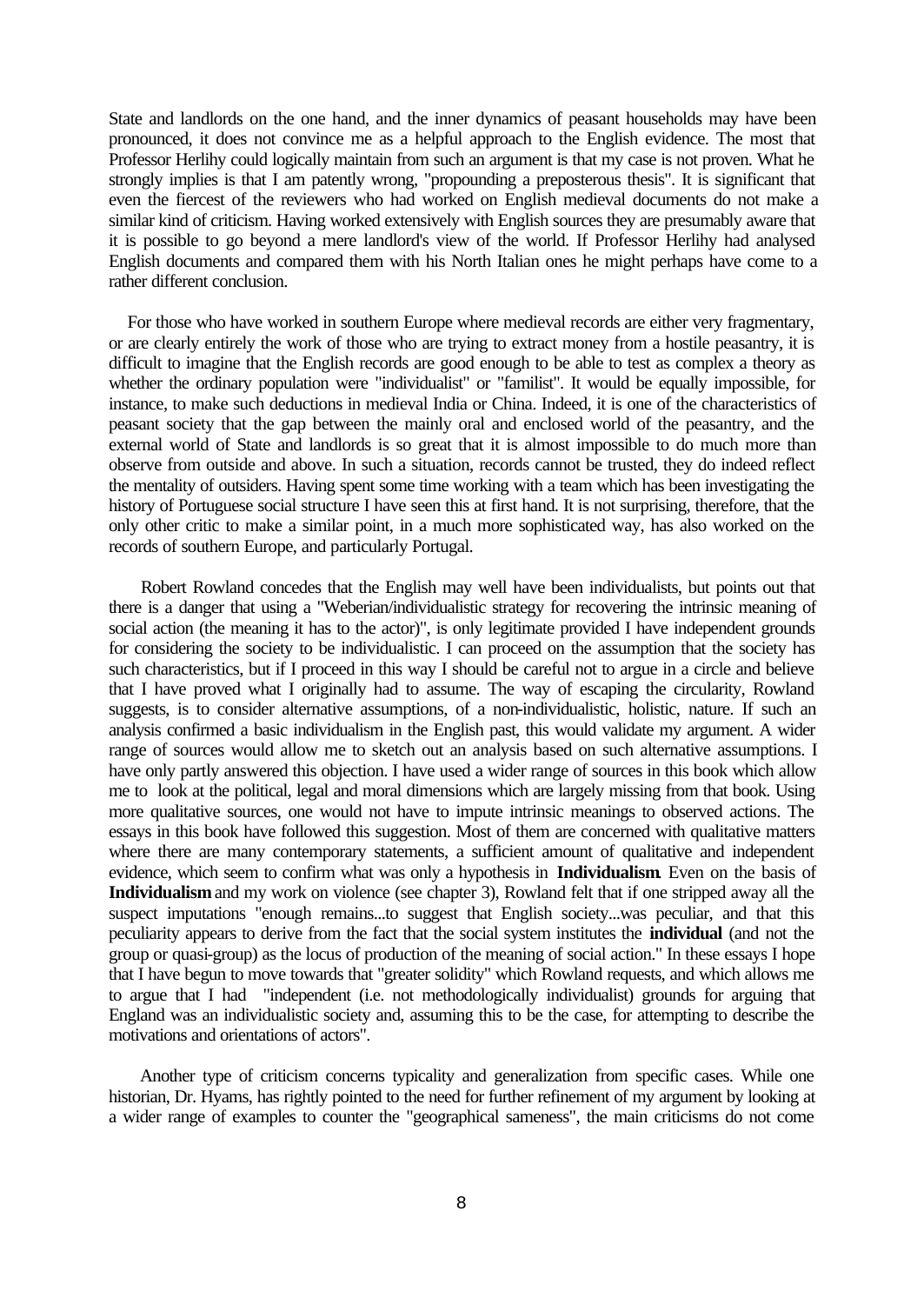State and landlords on the one hand, and the inner dynamics of peasant households may have been pronounced, it does not convince me as a helpful approach to the English evidence. The most that Professor Herlihy could logically maintain from such an argument is that my case is not proven. What he strongly implies is that I am patently wrong, "propounding a preposterous thesis". It is significant that even the fiercest of the reviewers who had worked on English medieval documents do not make a similar kind of criticism. Having worked extensively with English sources they are presumably aware that it is possible to go beyond a mere landlord's view of the world. If Professor Herlihy had analysed English documents and compared them with his North Italian ones he might perhaps have come to a rather different conclusion.

For those who have worked in southern Europe where medieval records are either very fragmentary, or are clearly entirely the work of those who are trying to extract money from a hostile peasantry, it is difficult to imagine that the English records are good enough to be able to test as complex a theory as whether the ordinary population were "individualist" or "familist". It would be equally impossible, for instance, to make such deductions in medieval India or China. Indeed, it is one of the characteristics of peasant society that the gap between the mainly oral and enclosed world of the peasantry, and the external world of State and landlords is so great that it is almost impossible to do much more than observe from outside and above. In such a situation, records cannot be trusted, they do indeed reflect the mentality of outsiders. Having spent some time working with a team which has been investigating the history of Portuguese social structure I have seen this at first hand. It is not surprising, therefore, that the only other critic to make a similar point, in a much more sophisticated way, has also worked on the records of southern Europe, and particularly Portugal.

Robert Rowland concedes that the English may well have been individualists, but points out that there is a danger that using a "Weberian/individualistic strategy for recovering the intrinsic meaning of social action (the meaning it has to the actor)", is only legitimate provided I have independent grounds for considering the society to be individualistic. I can proceed on the assumption that the society has such characteristics, but if I proceed in this way I should be careful not to argue in a circle and believe that I have proved what I originally had to assume. The way of escaping the circularity, Rowland suggests, is to consider alternative assumptions, of a non-individualistic, holistic, nature. If such an analysis confirmed a basic individualism in the English past, this would validate my argument. A wider range of sources would allow me to sketch out an analysis based on such alternative assumptions. I have only partly answered this objection. I have used a wider range of sources in this book which allow me to look at the political, legal and moral dimensions which are largely missing from that book. Using more qualitative sources, one would not have to impute intrinsic meanings to observed actions. The essays in this book have followed this suggestion. Most of them are concerned with qualitative matters where there are many contemporary statements, a sufficient amount of qualitative and independent evidence, which seem to confirm what was only a hypothesis in **Individualism**. Even on the basis of **Individualism** and my work on violence (see chapter 3), Rowland felt that if one stripped away all the suspect imputations "enough remains...to suggest that English society...was peculiar, and that this peculiarity appears to derive from the fact that the social system institutes the **individual** (and not the group or quasi-group) as the locus of production of the meaning of social action." In these essays I hope that I have begun to move towards that "greater solidity" which Rowland requests, and which allows me to argue that I had "independent (i.e. not methodologically individualist) grounds for arguing that England was an individualistic society and, assuming this to be the case, for attempting to describe the motivations and orientations of actors".

Another type of criticism concerns typicality and generalization from specific cases. While one historian, Dr. Hyams, has rightly pointed to the need for further refinement of my argument by looking at a wider range of examples to counter the "geographical sameness", the main criticisms do not come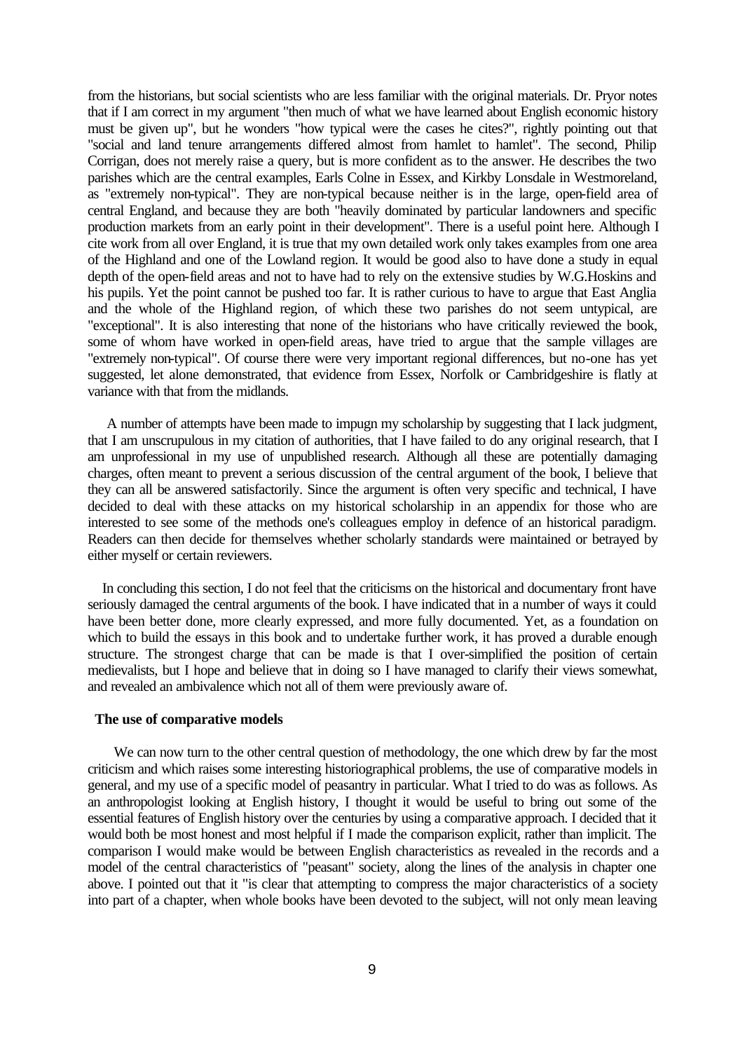from the historians, but social scientists who are less familiar with the original materials. Dr. Pryor notes that if I am correct in my argument "then much of what we have learned about English economic history must be given up", but he wonders "how typical were the cases he cites?", rightly pointing out that "social and land tenure arrangements differed almost from hamlet to hamlet". The second, Philip Corrigan, does not merely raise a query, but is more confident as to the answer. He describes the two parishes which are the central examples, Earls Colne in Essex, and Kirkby Lonsdale in Westmoreland, as "extremely non-typical". They are non-typical because neither is in the large, open-field area of central England, and because they are both "heavily dominated by particular landowners and specific production markets from an early point in their development". There is a useful point here. Although I cite work from all over England, it is true that my own detailed work only takes examples from one area of the Highland and one of the Lowland region. It would be good also to have done a study in equal depth of the open-field areas and not to have had to rely on the extensive studies by W.G.Hoskins and his pupils. Yet the point cannot be pushed too far. It is rather curious to have to argue that East Anglia and the whole of the Highland region, of which these two parishes do not seem untypical, are "exceptional". It is also interesting that none of the historians who have critically reviewed the book, some of whom have worked in open-field areas, have tried to argue that the sample villages are "extremely non-typical". Of course there were very important regional differences, but no-one has yet suggested, let alone demonstrated, that evidence from Essex, Norfolk or Cambridgeshire is flatly at variance with that from the midlands.

A number of attempts have been made to impugn my scholarship by suggesting that I lack judgment, that I am unscrupulous in my citation of authorities, that I have failed to do any original research, that I am unprofessional in my use of unpublished research. Although all these are potentially damaging charges, often meant to prevent a serious discussion of the central argument of the book, I believe that they can all be answered satisfactorily. Since the argument is often very specific and technical, I have decided to deal with these attacks on my historical scholarship in an appendix for those who are interested to see some of the methods one's colleagues employ in defence of an historical paradigm. Readers can then decide for themselves whether scholarly standards were maintained or betrayed by either myself or certain reviewers.

In concluding this section, I do not feel that the criticisms on the historical and documentary front have seriously damaged the central arguments of the book. I have indicated that in a number of ways it could have been better done, more clearly expressed, and more fully documented. Yet, as a foundation on which to build the essays in this book and to undertake further work, it has proved a durable enough structure. The strongest charge that can be made is that I over-simplified the position of certain medievalists, but I hope and believe that in doing so I have managed to clarify their views somewhat, and revealed an ambivalence which not all of them were previously aware of.

### The use of comparative models

We can now turn to the other central question of methodology, the one which drew by far the most criticism and which raises some interesting historiographical problems, the use of comparative models in general, and my use of a specific model of peasantry in particular. What I tried to do was as follows. As an anthropologist looking at English history, I thought it would be useful to bring out some of the essential features of English history over the centuries by using a comparative approach. I decided that it would both be most honest and most helpful if I made the comparison explicit, rather than implicit. The comparison I would make would be between English characteristics as revealed in the records and a model of the central characteristics of "peasant" society, along the lines of the analysis in chapter one above. I pointed out that it "is clear that attempting to compress the major characteristics of a society into part of a chapter, when whole books have been devoted to the subject, will not only mean leaving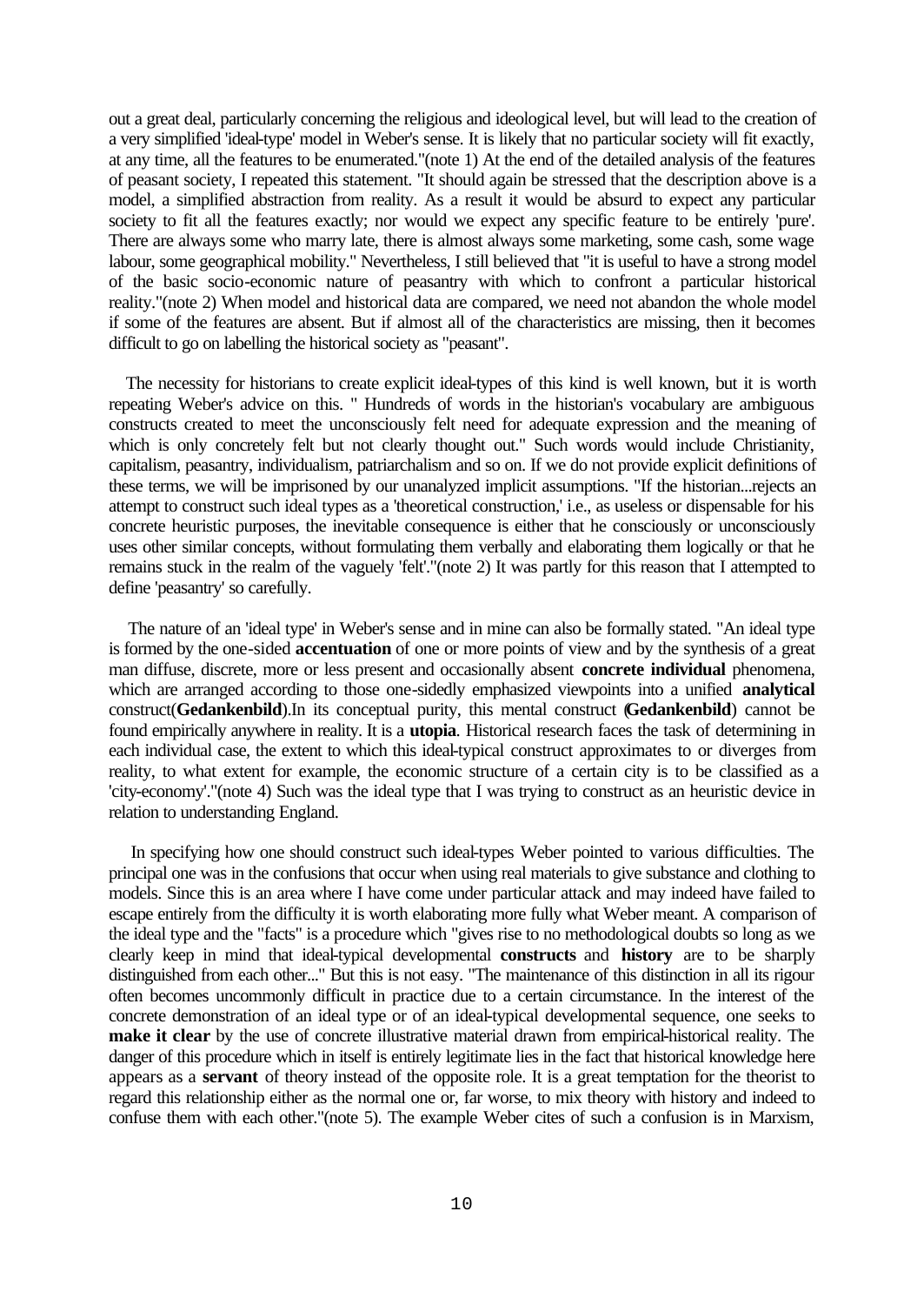out a great deal, particularly concerning the religious and ideological level, but will lead to the creation of a very simplified 'ideal-type' model in Weber's sense. It is likely that no particular society will fit exactly, at any time, all the features to be enumerated."(note 1) At the end of the detailed analysis of the features of peasant society, I repeated this statement. "It should again be stressed that the description above is a model, a simplified abstraction from reality. As a result it would be absurd to expect any particular society to fit all the features exactly; nor would we expect any specific feature to be entirely 'pure'. There are always some who marry late, there is almost always some marketing, some cash, some wage labour, some geographical mobility." Nevertheless, I still believed that "it is useful to have a strong model of the basic socio-economic nature of peasantry with which to confront a particular historical reality."(note 2) When model and historical data are compared, we need not abandon the whole model if some of the features are absent. But if almost all of the characteristics are missing, then it becomes difficult to go on labelling the historical society as "peasant".

The necessity for historians to create explicit ideal-types of this kind is well known, but it is worth repeating Weber's advice on this. " Hundreds of words in the historian's vocabulary are ambiguous constructs created to meet the unconsciously felt need for adequate expression and the meaning of which is only concretely felt but not clearly thought out." Such words would include Christianity, capitalism, peasantry, individualism, patriarchalism and so on. If we do not provide explicit definitions of these terms, we will be imprisoned by our unanalyzed implicit assumptions. "If the historian...rejects an attempt to construct such ideal types as a 'theoretical construction,' i.e., as useless or dispensable for his concrete heuristic purposes, the inevitable consequence is either that he consciously or unconsciously uses other similar concepts, without formulating them verbally and elaborating them logically or that he remains stuck in the realm of the vaguely 'felt'."(note 2) It was partly for this reason that I attempted to define 'peasantry' so carefully.

The nature of an 'ideal type' in Weber's sense and in mine can also be formally stated. "An ideal type is formed by the one-sided **accentuation** of one or more points of view and by the synthesis of a great man diffuse, discrete, more or less present and occasionally absent **concrete individual** phenomena, which are arranged according to those one-sidedly emphasized viewpoints into a unified **analytical** construct(**Gedankenbild**).In its conceptual purity, this mental construct (**Gedankenbild**) cannot be found empirically anywhere in reality. It is a **utopia**. Historical research faces the task of determining in each individual case, the extent to which this ideal-typical construct approximates to or diverges from reality, to what extent for example, the economic structure of a certain city is to be classified as a 'city-economy'."(note 4) Such was the ideal type that I was trying to construct as an heuristic device in relation to understanding England.

In specifying how one should construct such ideal-types Weber pointed to various difficulties. The principal one was in the confusions that occur when using real materials to give substance and clothing to models. Since this is an area where I have come under particular attack and may indeed have failed to escape entirely from the difficulty it is worth elaborating more fully what Weber meant. A comparison of the ideal type and the "facts" is a procedure which "gives rise to no methodological doubts so long as we clearly keep in mind that ideal-typical developmental **constructs** and **history** are to be sharply distinguished from each other..." But this is not easy. "The maintenance of this distinction in all its rigour often becomes uncommonly difficult in practice due to a certain circumstance. In the interest of the concrete demonstration of an ideal type or of an ideal-typical developmental sequence, one seeks to **make it clear** by the use of concrete illustrative material drawn from empirical-historical reality. The danger of this procedure which in itself is entirely legitimate lies in the fact that historical knowledge here appears as a **servant** of theory instead of the opposite role. It is a great temptation for the theorist to regard this relationship either as the normal one or, far worse, to mix theory with history and indeed to confuse them with each other."(note 5). The example Weber cites of such a confusion is in Marxism,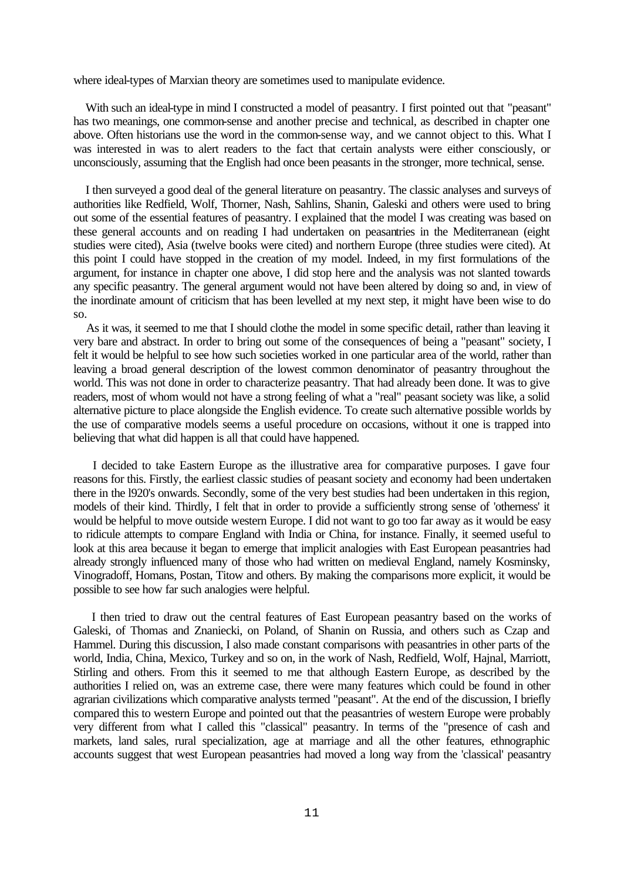where ideal-types of Marxian theory are sometimes used to manipulate evidence.

With such an ideal-type in mind I constructed a model of peasantry. I first pointed out that "peasant" has two meanings, one common-sense and another precise and technical, as described in chapter one above. Often historians use the word in the common-sense way, and we cannot object to this. What I was interested in was to alert readers to the fact that certain analysts were either consciously, or unconsciously, assuming that the English had once been peasants in the stronger, more technical, sense.

I then surveyed a good deal of the general literature on peasantry. The classic analyses and surveys of authorities like Redfield, Wolf, Thorner, Nash, Sahlins, Shanin, Galeski and others were used to bring out some of the essential features of peasantry. I explained that the model I was creating was based on these general accounts and on reading I had undertaken on peasantries in the Mediterranean (eight studies were cited), Asia (twelve books were cited) and northern Europe (three studies were cited). At this point I could have stopped in the creation of my model. Indeed, in my first formulations of the argument, for instance in chapter one above, I did stop here and the analysis was not slanted towards any specific peasantry. The general argument would not have been altered by doing so and, in view of the inordinate amount of criticism that has been levelled at my next step, it might have been wise to do so.

As it was, it seemed to me that I should clothe the model in some specific detail, rather than leaving it very bare and abstract. In order to bring out some of the consequences of being a "peasant" society, I felt it would be helpful to see how such societies worked in one particular area of the world, rather than leaving a broad general description of the lowest common denominator of peasantry throughout the world. This was not done in order to characterize peasantry. That had already been done. It was to give readers, most of whom would not have a strong feeling of what a "real" peasant society was like, a solid alternative picture to place alongside the English evidence. To create such alternative possible worlds by the use of comparative models seems a useful procedure on occasions, without it one is trapped into believing that what did happen is all that could have happened.

I decided to take Eastern Europe as the illustrative area for comparative purposes. I gave four reasons for this. Firstly, the earliest classic studies of peasant society and economy had been undertaken there in the l920's onwards. Secondly, some of the very best studies had been undertaken in this region, models of their kind. Thirdly, I felt that in order to provide a sufficiently strong sense of 'otherness' it would be helpful to move outside western Europe. I did not want to go too far away as it would be easy to ridicule attempts to compare England with India or China, for instance. Finally, it seemed useful to look at this area because it began to emerge that implicit analogies with East European peasantries had already strongly influenced many of those who had written on medieval England, namely Kosminsky, Vinogradoff, Homans, Postan, Titow and others. By making the comparisons more explicit, it would be possible to see how far such analogies were helpful.

I then tried to draw out the central features of East European peasantry based on the works of Galeski, of Thomas and Znaniecki, on Poland, of Shanin on Russia, and others such as Czap and Hammel. During this discussion, I also made constant comparisons with peasantries in other parts of the world, India, China, Mexico, Turkey and so on, in the work of Nash, Redfield, Wolf, Hajnal, Marriott, Stirling and others. From this it seemed to me that although Eastern Europe, as described by the authorities I relied on, was an extreme case, there were many features which could be found in other agrarian civilizations which comparative analysts termed "peasant". At the end of the discussion, I briefly compared this to western Europe and pointed out that the peasantries of western Europe were probably very different from what I called this "classical" peasantry. In terms of the "presence of cash and markets, land sales, rural specialization, age at marriage and all the other features, ethnographic accounts suggest that west European peasantries had moved a long way from the 'classical' peasantry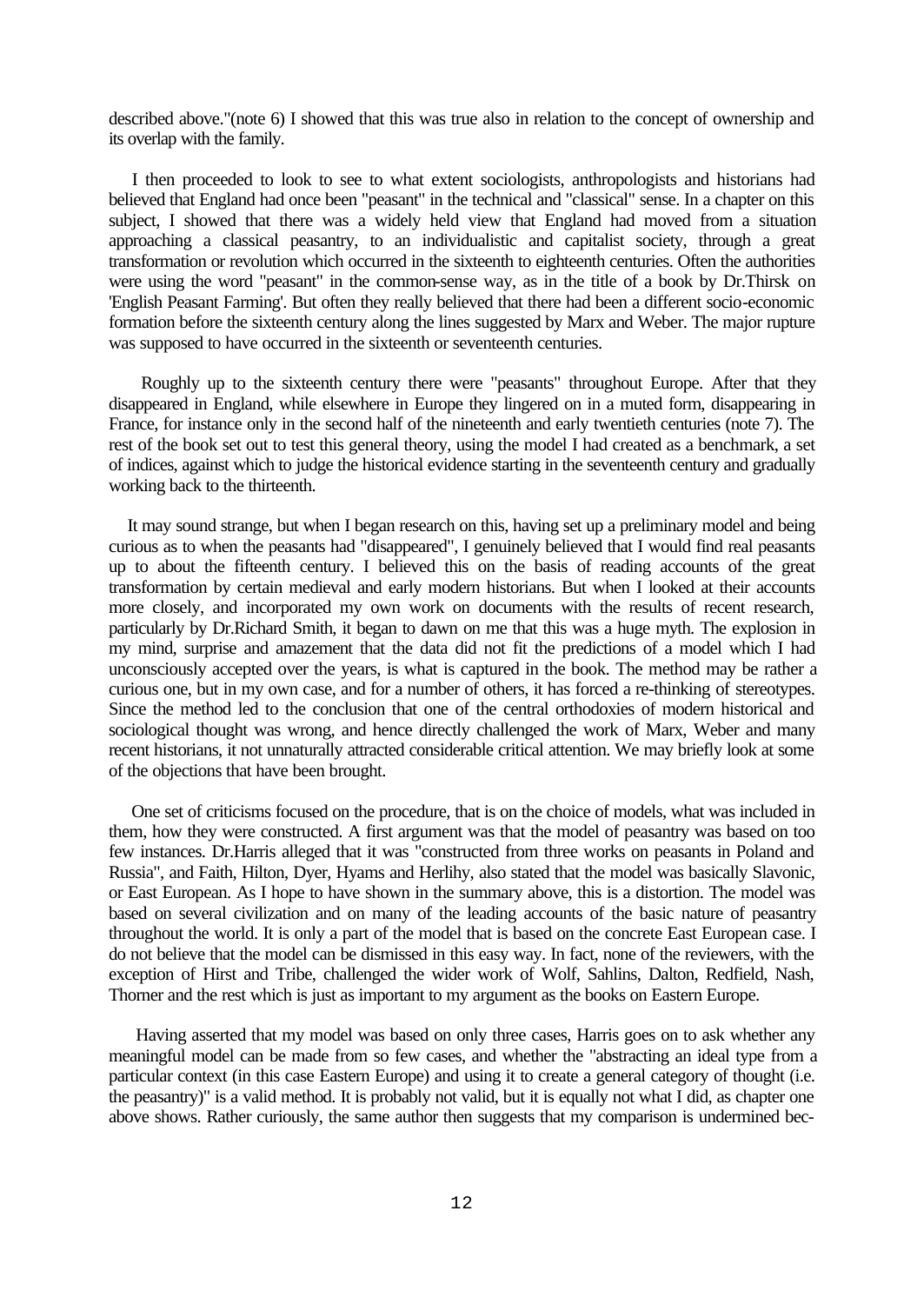described above."(note 6) I showed that this was true also in relation to the concept of ownership and its overlap with the family.

I then proceeded to look to see to what extent sociologists, anthropologists and historians had believed that England had once been "peasant" in the technical and "classical" sense. In a chapter on this subject, I showed that there was a widely held view that England had moved from a situation approaching a classical peasantry, to an individualistic and capitalist society, through a great transformation or revolution which occurred in the sixteenth to eighteenth centuries. Often the authorities were using the word "peasant" in the common-sense way, as in the title of a book by Dr.Thirsk on 'English Peasant Farming'. But often they really believed that there had been a different socio-economic formation before the sixteenth century along the lines suggested by Marx and Weber. The major rupture was supposed to have occurred in the sixteenth or seventeenth centuries.

Roughly up to the sixteenth century there were "peasants" throughout Europe. After that they disappeared in England, while elsewhere in Europe they lingered on in a muted form, disappearing in France, for instance only in the second half of the nineteenth and early twentieth centuries (note 7). The rest of the book set out to test this general theory, using the model I had created as a benchmark, a set of indices, against which to judge the historical evidence starting in the seventeenth century and gradually working back to the thirteenth.

It may sound strange, but when I began research on this, having set up a preliminary model and being curious as to when the peasants had "disappeared", I genuinely believed that I would find real peasants up to about the fifteenth century. I believed this on the basis of reading accounts of the great transformation by certain medieval and early modern historians. But when I looked at their accounts more closely, and incorporated my own work on documents with the results of recent research, particularly by Dr.Richard Smith, it began to dawn on me that this was a huge myth. The explosion in my mind, surprise and amazement that the data did not fit the predictions of a model which I had unconsciously accepted over the years, is what is captured in the book. The method may be rather a curious one, but in my own case, and for a number of others, it has forced a re-thinking of stereotypes. Since the method led to the conclusion that one of the central orthodoxies of modern historical and sociological thought was wrong, and hence directly challenged the work of Marx, Weber and many recent historians, it not unnaturally attracted considerable critical attention. We may briefly look at some of the objections that have been brought.

One set of criticisms focused on the procedure, that is on the choice of models, what was included in them, how they were constructed. A first argument was that the model of peasantry was based on too few instances. Dr.Harris alleged that it was "constructed from three works on peasants in Poland and Russia", and Faith, Hilton, Dyer, Hyams and Herlihy, also stated that the model was basically Slavonic, or East European. As I hope to have shown in the summary above, this is a distortion. The model was based on several civilization and on many of the leading accounts of the basic nature of peasantry throughout the world. It is only a part of the model that is based on the concrete East European case. I do not believe that the model can be dismissed in this easy way. In fact, none of the reviewers, with the exception of Hirst and Tribe, challenged the wider work of Wolf, Sahlins, Dalton, Redfield, Nash, Thorner and the rest which is just as important to my argument as the books on Eastern Europe.

Having asserted that my model was based on only three cases, Harris goes on to ask whether any meaningful model can be made from so few cases, and whether the "abstracting an ideal type from a particular context (in this case Eastern Europe) and using it to create a general category of thought (i.e. the peasantry)" is a valid method. It is probably not valid, but it is equally not what I did, as chapter one above shows. Rather curiously, the same author then suggests that my comparison is undermined bec-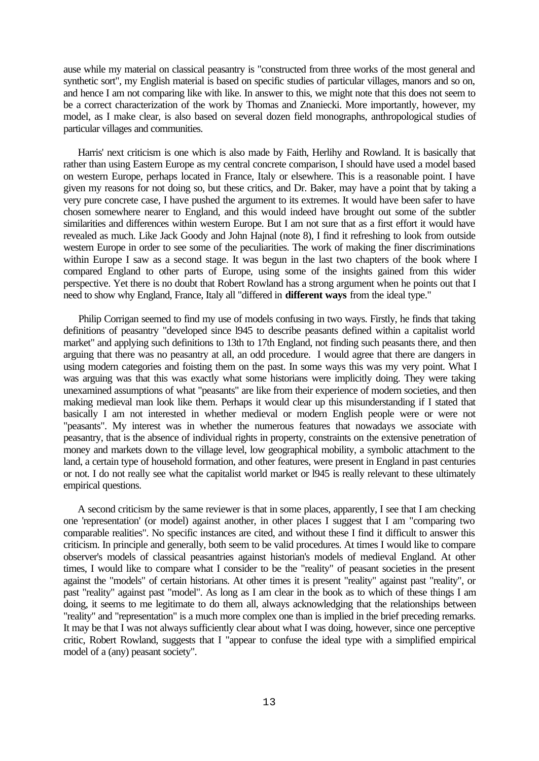ause while my material on classical peasantry is "constructed from three works of the most general and synthetic sort", my English material is based on specific studies of particular villages, manors and so on, and hence I am not comparing like with like. In answer to this, we might note that this does not seem to be a correct characterization of the work by Thomas and Znaniecki. More importantly, however, my model, as I make clear, is also based on several dozen field monographs, anthropological studies of particular villages and communities.

Harris' next criticism is one which is also made by Faith, Herlihy and Rowland. It is basically that rather than using Eastern Europe as my central concrete comparison, I should have used a model based on western Europe, perhaps located in France, Italy or elsewhere. This is a reasonable point. I have given my reasons for not doing so, but these critics, and Dr. Baker, may have a point that by taking a very pure concrete case, I have pushed the argument to its extremes. It would have been safer to have chosen somewhere nearer to England, and this would indeed have brought out some of the subtler similarities and differences within western Europe. But I am not sure that as a first effort it would have revealed as much. Like Jack Goody and John Hajnal (note 8), I find it refreshing to look from outside western Europe in order to see some of the peculiarities. The work of making the finer discriminations within Europe I saw as a second stage. It was begun in the last two chapters of the book where I compared England to other parts of Europe, using some of the insights gained from this wider perspective. Yet there is no doubt that Robert Rowland has a strong argument when he points out that I need to show why England, France, Italy all "differed in **different ways** from the ideal type."

Philip Corrigan seemed to find my use of models confusing in two ways. Firstly, he finds that taking definitions of peasantry "developed since l945 to describe peasants defined within a capitalist world market" and applying such definitions to 13th to 17th England, not finding such peasants there, and then arguing that there was no peasantry at all, an odd procedure. I would agree that there are dangers in using modern categories and foisting them on the past. In some ways this was my very point. What I was arguing was that this was exactly what some historians were implicitly doing. They were taking unexamined assumptions of what "peasants" are like from their experience of modern societies, and then making medieval man look like them. Perhaps it would clear up this misunderstanding if I stated that basically I am not interested in whether medieval or modern English people were or were not "peasants". My interest was in whether the numerous features that nowadays we associate with peasantry, that is the absence of individual rights in property, constraints on the extensive penetration of money and markets down to the village level, low geographical mobility, a symbolic attachment to the land, a certain type of household formation, and other features, were present in England in past centuries or not. I do not really see what the capitalist world market or l945 is really relevant to these ultimately empirical questions.

A second criticism by the same reviewer is that in some places, apparently, I see that I am checking one 'representation' (or model) against another, in other places I suggest that I am "comparing two comparable realities". No specific instances are cited, and without these I find it difficult to answer this criticism. In principle and generally, both seem to be valid procedures. At times I would like to compare observer's models of classical peasantries against historian's models of medieval England. At other times, I would like to compare what I consider to be the "reality" of peasant societies in the present against the "models" of certain historians. At other times it is present "reality" against past "reality", or past "reality" against past "model". As long as I am clear in the book as to which of these things I am doing, it seems to me legitimate to do them all, always acknowledging that the relationships between "reality" and "representation" is a much more complex one than is implied in the brief preceding remarks. It may be that I was not always sufficiently clear about what I was doing, however, since one perceptive critic, Robert Rowland, suggests that I "appear to confuse the ideal type with a simplified empirical model of a (any) peasant society".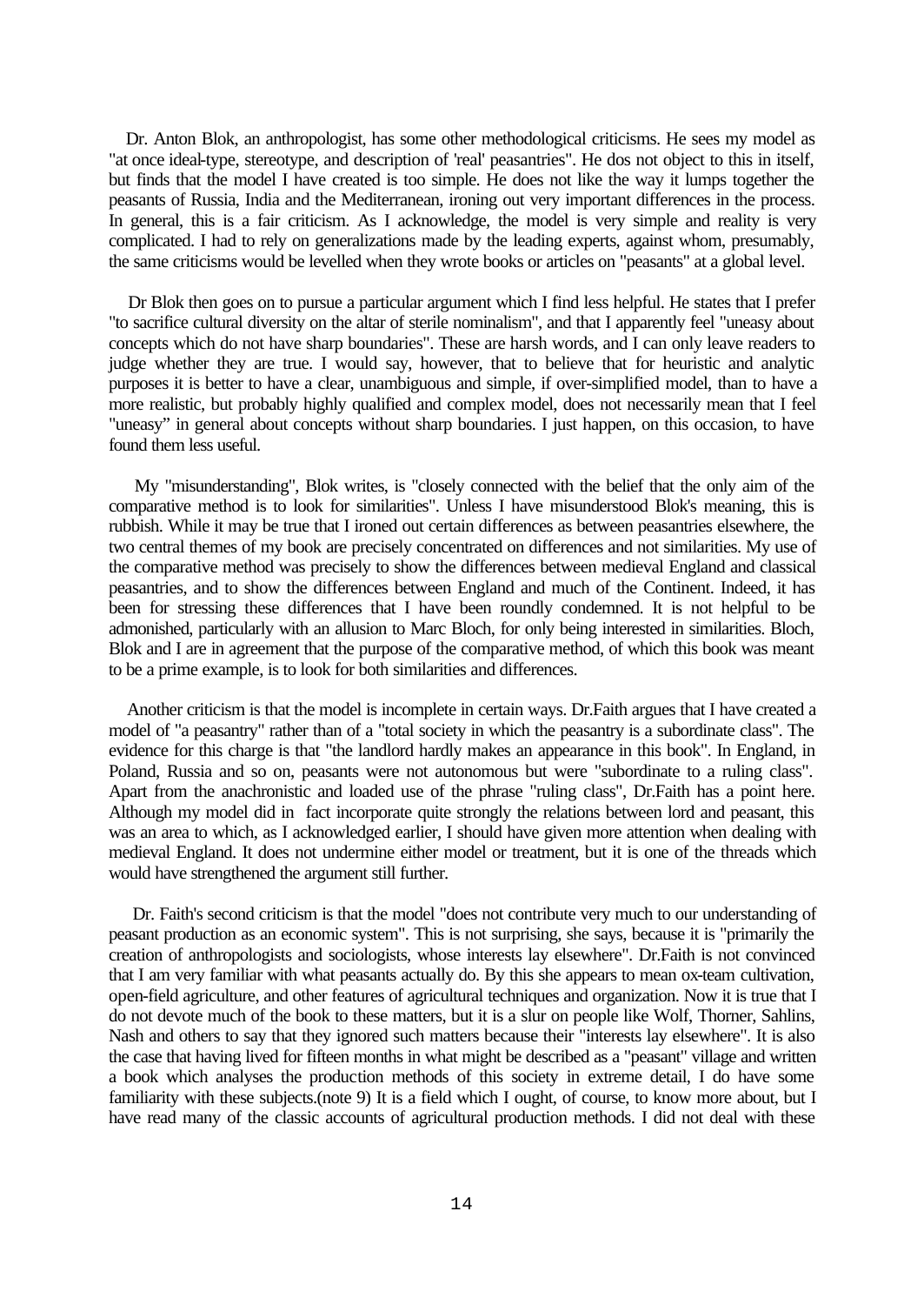Dr. Anton Blok, an anthropologist, has some other methodological criticisms. He sees my model as "at once ideal-type, stereotype, and description of 'real' peasantries". He dos not object to this in itself, but finds that the model I have created is too simple. He does not like the way it lumps together the peasants of Russia, India and the Mediterranean, ironing out very important differences in the process. In general, this is a fair criticism. As I acknowledge, the model is very simple and reality is very complicated. I had to rely on generalizations made by the leading experts, against whom, presumably, the same criticisms would be levelled when they wrote books or articles on "peasants" at a global level.

Dr Blok then goes on to pursue a particular argument which I find less helpful. He states that I prefer "to sacrifice cultural diversity on the altar of sterile nominalism", and that I apparently feel "uneasy about concepts which do not have sharp boundaries". These are harsh words, and I can only leave readers to judge whether they are true. I would say, however, that to believe that for heuristic and analytic purposes it is better to have a clear, unambiguous and simple, if over-simplified model, than to have a more realistic, but probably highly qualified and complex model, does not necessarily mean that I feel "uneasy" in general about concepts without sharp boundaries. I just happen, on this occasion, to have found them less useful.

My "misunderstanding", Blok writes, is "closely connected with the belief that the only aim of the comparative method is to look for similarities". Unless I have misunderstood Blok's meaning, this is rubbish. While it may be true that I ironed out certain differences as between peasantries elsewhere, the two central themes of my book are precisely concentrated on differences and not similarities. My use of the comparative method was precisely to show the differences between medieval England and classical peasantries, and to show the differences between England and much of the Continent. Indeed, it has been for stressing these differences that I have been roundly condemned. It is not helpful to be admonished, particularly with an allusion to Marc Bloch, for only being interested in similarities. Bloch, Blok and I are in agreement that the purpose of the comparative method, of which this book was meant to be a prime example, is to look for both similarities and differences.

Another criticism is that the model is incomplete in certain ways. Dr.Faith argues that I have created a model of "a peasantry" rather than of a "total society in which the peasantry is a subordinate class". The evidence for this charge is that "the landlord hardly makes an appearance in this book". In England, in Poland, Russia and so on, peasants were not autonomous but were "subordinate to a ruling class". Apart from the anachronistic and loaded use of the phrase "ruling class", Dr.Faith has a point here. Although my model did in fact incorporate quite strongly the relations between lord and peasant, this was an area to which, as I acknowledged earlier, I should have given more attention when dealing with medieval England. It does not undermine either model or treatment, but it is one of the threads which would have strengthened the argument still further.

Dr. Faith's second criticism is that the model "does not contribute very much to our understanding of peasant production as an economic system". This is not surprising, she says, because it is "primarily the creation of anthropologists and sociologists, whose interests lay elsewhere". Dr.Faith is not convinced that I am very familiar with what peasants actually do. By this she appears to mean ox-team cultivation, open-field agriculture, and other features of agricultural techniques and organization. Now it is true that I do not devote much of the book to these matters, but it is a slur on people like Wolf, Thorner, Sahlins, Nash and others to say that they ignored such matters because their "interests lay elsewhere". It is also the case that having lived for fifteen months in what might be described as a "peasant" village and written a book which analyses the production methods of this society in extreme detail, I do have some familiarity with these subjects.(note 9) It is a field which I ought, of course, to know more about, but I have read many of the classic accounts of agricultural production methods. I did not deal with these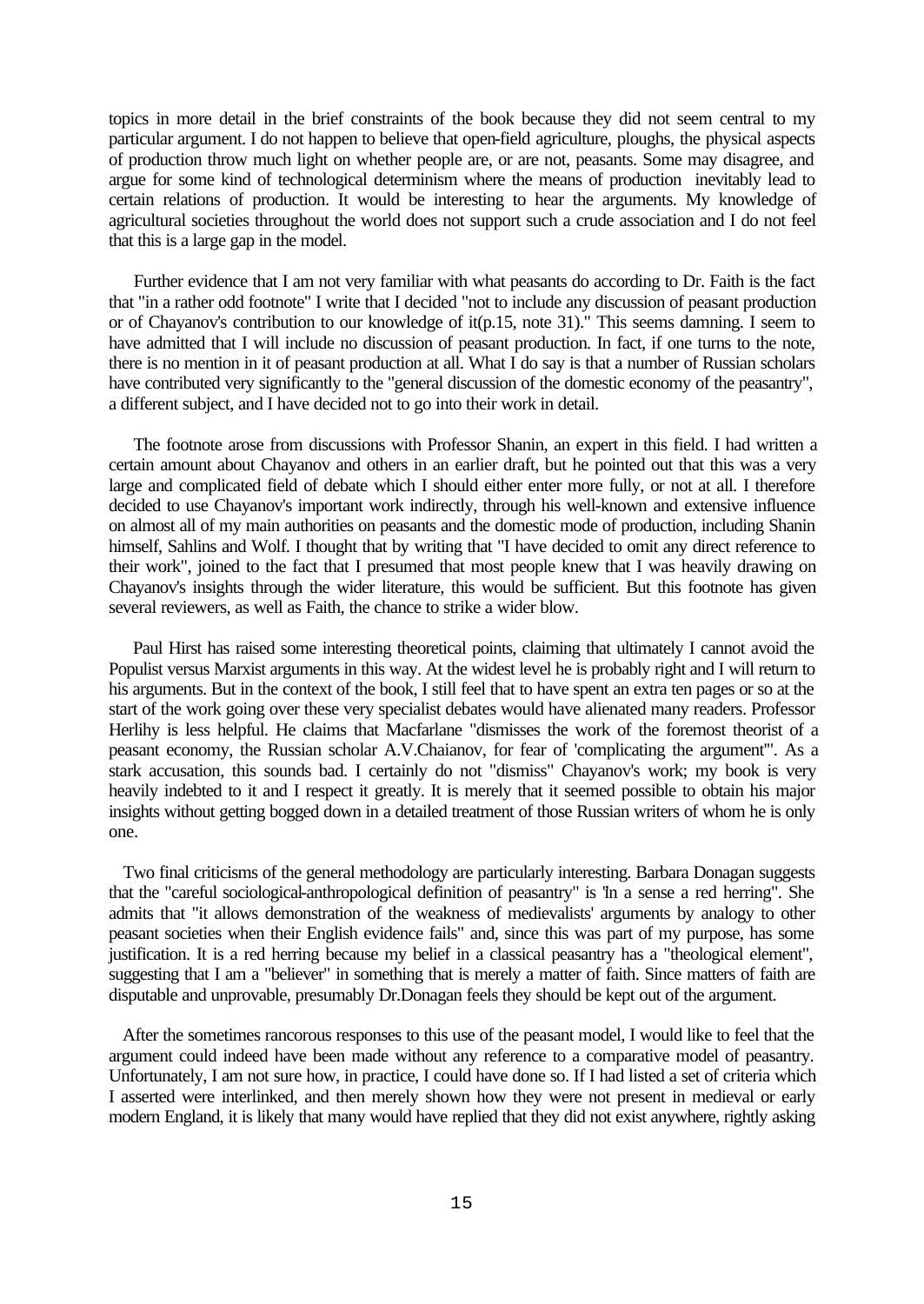topics in more detail in the brief constraints of the book because they did not seem central to my particular argument. I do not happen to believe that open-field agriculture, ploughs, the physical aspects of production throw much light on whether people are, or are not, peasants. Some may disagree, and argue for some kind of technological determinism where the means of production inevitably lead to certain relations of production. It would be interesting to hear the arguments. My knowledge of agricultural societies throughout the world does not support such a crude association and I do not feel that this is a large gap in the model.

Further evidence that I am not very familiar with what peasants do according to Dr. Faith is the fact that "in a rather odd footnote" I write that I decided "not to include any discussion of peasant production or of Chayanov's contribution to our knowledge of it(p.15, note 31)." This seems damning. I seem to have admitted that I will include no discussion of peasant production. In fact, if one turns to the note, there is no mention in it of peasant production at all. What I do say is that a number of Russian scholars have contributed very significantly to the "general discussion of the domestic economy of the peasantry", a different subject, and I have decided not to go into their work in detail.

The footnote arose from discussions with Professor Shanin, an expert in this field. I had written a certain amount about Chayanov and others in an earlier draft, but he pointed out that this was a very large and complicated field of debate which I should either enter more fully, or not at all. I therefore decided to use Chayanov's important work indirectly, through his well-known and extensive influence on almost all of my main authorities on peasants and the domestic mode of production, including Shanin himself, Sahlins and Wolf. I thought that by writing that "I have decided to omit any direct reference to their work", joined to the fact that I presumed that most people knew that I was heavily drawing on Chayanov's insights through the wider literature, this would be sufficient. But this footnote has given several reviewers, as well as Faith, the chance to strike a wider blow.

Paul Hirst has raised some interesting theoretical points, claiming that ultimately I cannot avoid the Populist versus Marxist arguments in this way. At the widest level he is probably right and I will return to his arguments. But in the context of the book, I still feel that to have spent an extra ten pages or so at the start of the work going over these very specialist debates would have alienated many readers. Professor Herlihy is less helpful. He claims that Macfarlane "dismisses the work of the foremost theorist of a peasant economy, the Russian scholar A.V.Chaianov, for fear of 'complicating the argument'". As a stark accusation, this sounds bad. I certainly do not "dismiss" Chayanov's work; my book is very heavily indebted to it and I respect it greatly. It is merely that it seemed possible to obtain his major insights without getting bogged down in a detailed treatment of those Russian writers of whom he is only one.

Two final criticisms of the general methodology are particularly interesting. Barbara Donagan suggests that the "careful sociological-anthropological definition of peasantry" is "in a sense a red herring". She admits that "it allows demonstration of the weakness of medievalists' arguments by analogy to other peasant societies when their English evidence fails" and, since this was part of my purpose, has some justification. It is a red herring because my belief in a classical peasantry has a "theological element", suggesting that I am a "believer" in something that is merely a matter of faith. Since matters of faith are disputable and unprovable, presumably Dr.Donagan feels they should be kept out of the argument.

After the sometimes rancorous responses to this use of the peasant model, I would like to feel that the argument could indeed have been made without any reference to a comparative model of peasantry. Unfortunately, I am not sure how, in practice, I could have done so. If I had listed a set of criteria which I asserted were interlinked, and then merely shown how they were not present in medieval or early modern England, it is likely that many would have replied that they did not exist anywhere, rightly asking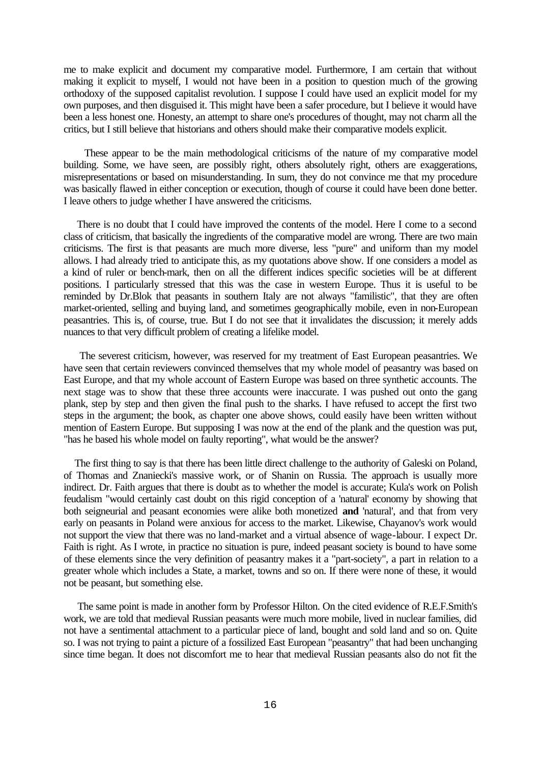me to make explicit and document my comparative model. Furthermore, I am certain that without making it explicit to myself, I would not have been in a position to question much of the growing orthodoxy of the supposed capitalist revolution. I suppose I could have used an explicit model for my own purposes, and then disguised it. This might have been a safer procedure, but I believe it would have been a less honest one. Honesty, an attempt to share one's procedures of thought, may not charm all the critics, but I still believe that historians and others should make their comparative models explicit.

These appear to be the main methodological criticisms of the nature of my comparative model building. Some, we have seen, are possibly right, others absolutely right, others are exaggerations, misrepresentations or based on misunderstanding. In sum, they do not convince me that my procedure was basically flawed in either conception or execution, though of course it could have been done better. I leave others to judge whether I have answered the criticisms.

There is no doubt that I could have improved the contents of the model. Here I come to a second class of criticism, that basically the ingredients of the comparative model are wrong. There are two main criticisms. The first is that peasants are much more diverse, less "pure" and uniform than my model allows. I had already tried to anticipate this, as my quotations above show. If one considers a model as a kind of ruler or bench-mark, then on all the different indices specific societies will be at different positions. I particularly stressed that this was the case in western Europe. Thus it is useful to be reminded by Dr.Blok that peasants in southern Italy are not always "familistic", that they are often market-oriented, selling and buying land, and sometimes geographically mobile, even in non-European peasantries. This is, of course, true. But I do not see that it invalidates the discussion; it merely adds nuances to that very difficult problem of creating a lifelike model.

The severest criticism, however, was reserved for my treatment of East European peasantries. We have seen that certain reviewers convinced themselves that my whole model of peasantry was based on East Europe, and that my whole account of Eastern Europe was based on three synthetic accounts. The next stage was to show that these three accounts were inaccurate. I was pushed out onto the gang plank, step by step and then given the final push to the sharks. I have refused to accept the first two steps in the argument; the book, as chapter one above shows, could easily have been written without mention of Eastern Europe. But supposing I was now at the end of the plank and the question was put, "has he based his whole model on faulty reporting", what would be the answer?

The first thing to say is that there has been little direct challenge to the authority of Galeski on Poland, of Thomas and Znaniecki's massive work, or of Shanin on Russia. The approach is usually more indirect. Dr. Faith argues that there is doubt as to whether the model is accurate; Kula's work on Polish feudalism "would certainly cast doubt on this rigid conception of a 'natural' economy by showing that both seigneurial and peasant economies were alike both monetized **and** 'natural', and that from very early on peasants in Poland were anxious for access to the market. Likewise, Chayanov's work would not support the view that there was no land-market and a virtual absence of wage-labour. I expect Dr. Faith is right. As I wrote, in practice no situation is pure, indeed peasant society is bound to have some of these elements since the very definition of peasantry makes it a "part-society", a part in relation to a greater whole which includes a State, a market, towns and so on. If there were none of these, it would not be peasant, but something else.

The same point is made in another form by Professor Hilton. On the cited evidence of R.E.F.Smith's work, we are told that medieval Russian peasants were much more mobile, lived in nuclear families, did not have a sentimental attachment to a particular piece of land, bought and sold land and so on. Quite so. I was not trying to paint a picture of a fossilized East European "peasantry" that had been unchanging since time began. It does not discomfort me to hear that medieval Russian peasants also do not fit the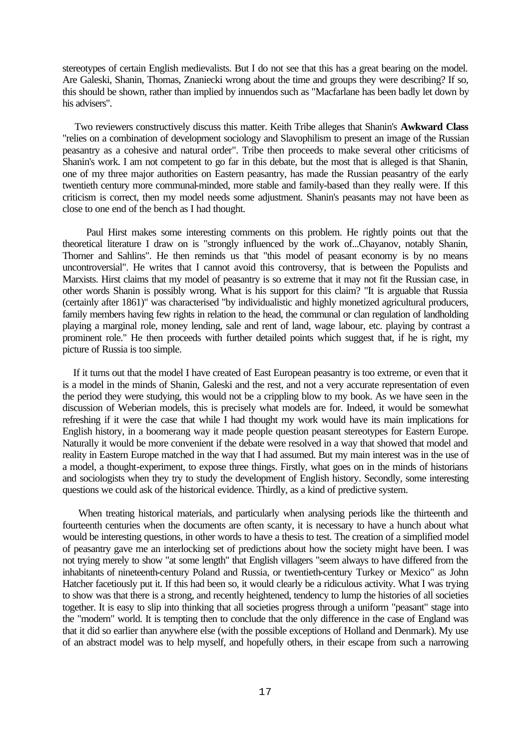stereotypes of certain English medievalists. But I do not see that this has a great bearing on the model. Are Galeski, Shanin, Thomas, Znaniecki wrong about the time and groups they were describing? If so, this should be shown, rather than implied by innuendos such as "Macfarlane has been badly let down by his advisers".

Two reviewers constructively discuss this matter. Keith Tribe alleges that Shanin's **Awkward Class** "relies on a combination of development sociology and Slavophilism to present an image of the Russian peasantry as a cohesive and natural order". Tribe then proceeds to make several other criticisms of Shanin's work. I am not competent to go far in this debate, but the most that is alleged is that Shanin, one of my three major authorities on Eastern peasantry, has made the Russian peasantry of the early twentieth century more communal-minded, more stable and family-based than they really were. If this criticism is correct, then my model needs some adjustment. Shanin's peasants may not have been as close to one end of the bench as I had thought.

Paul Hirst makes some interesting comments on this problem. He rightly points out that the theoretical literature I draw on is "strongly influenced by the work of...Chayanov, notably Shanin, Thorner and Sahlins". He then reminds us that "this model of peasant economy is by no means uncontroversial". He writes that I cannot avoid this controversy, that is between the Populists and Marxists. Hirst claims that my model of peasantry is so extreme that it may not fit the Russian case, in other words Shanin is possibly wrong. What is his support for this claim? "It is arguable that Russia (certainly after 1861)" was characterised "by individualistic and highly monetized agricultural producers, family members having few rights in relation to the head, the communal or clan regulation of landholding playing a marginal role, money lending, sale and rent of land, wage labour, etc. playing by contrast a prominent role." He then proceeds with further detailed points which suggest that, if he is right, my picture of Russia is too simple.

If it turns out that the model I have created of East European peasantry is too extreme, or even that it is a model in the minds of Shanin, Galeski and the rest, and not a very accurate representation of even the period they were studying, this would not be a crippling blow to my book. As we have seen in the discussion of Weberian models, this is precisely what models are for. Indeed, it would be somewhat refreshing if it were the case that while I had thought my work would have its main implications for English history, in a boomerang way it made people question peasant stereotypes for Eastern Europe. Naturally it would be more convenient if the debate were resolved in a way that showed that model and reality in Eastern Europe matched in the way that I had assumed. But my main interest was in the use of a model, a thought-experiment, to expose three things. Firstly, what goes on in the minds of historians and sociologists when they try to study the development of English history. Secondly, some interesting questions we could ask of the historical evidence. Thirdly, as a kind of predictive system.

When treating historical materials, and particularly when analysing periods like the thirteenth and fourteenth centuries when the documents are often scanty, it is necessary to have a hunch about what would be interesting questions, in other words to have a thesis to test. The creation of a simplified model of peasantry gave me an interlocking set of predictions about how the society might have been. I was not trying merely to show "at some length" that English villagers "seem always to have differed from the inhabitants of nineteenth-century Poland and Russia, or twentieth-century Turkey or Mexico" as John Hatcher facetiously put it. If this had been so, it would clearly be a ridiculous activity. What I was trying to show was that there is a strong, and recently heightened, tendency to lump the histories of all societies together. It is easy to slip into thinking that all societies progress through a uniform "peasant" stage into the "modern" world. It is tempting then to conclude that the only difference in the case of England was that it did so earlier than anywhere else (with the possible exceptions of Holland and Denmark). My use of an abstract model was to help myself, and hopefully others, in their escape from such a narrowing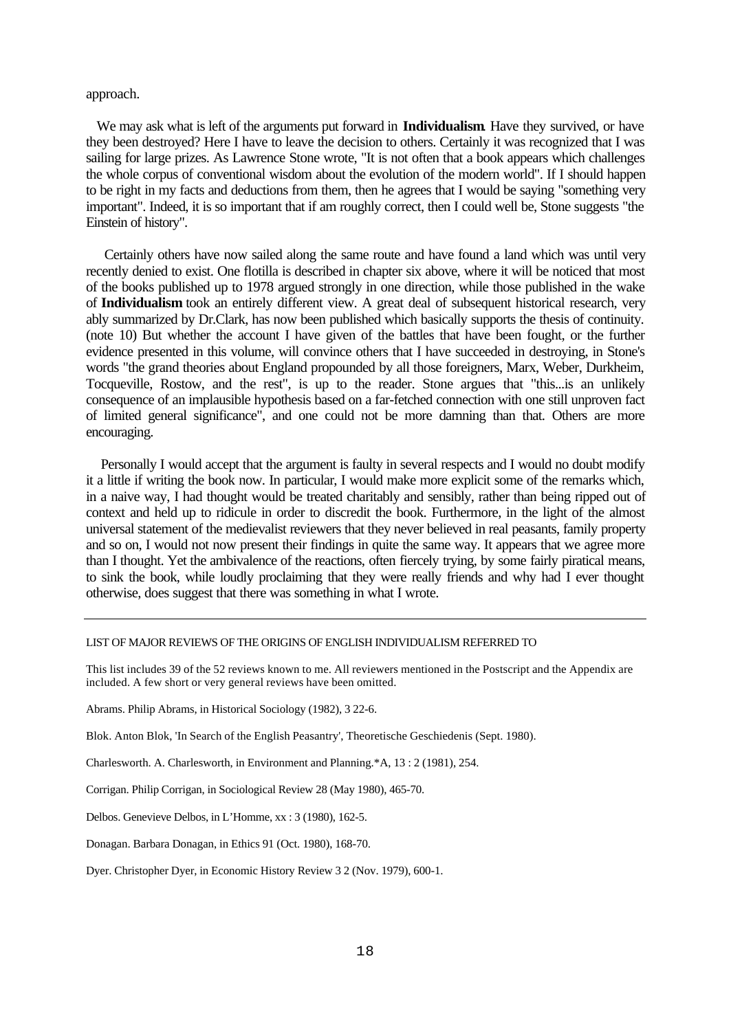approach.

We may ask what is left of the arguments put forward in **Individualism**. Have they survived, or have they been destroyed? Here I have to leave the decision to others. Certainly it was recognized that I was sailing for large prizes. As Lawrence Stone wrote, "It is not often that a book appears which challenges the whole corpus of conventional wisdom about the evolution of the modern world". If I should happen to be right in my facts and deductions from them, then he agrees that I would be saying "something very important". Indeed, it is so important that if am roughly correct, then I could well be, Stone suggests "the Einstein of history".

Certainly others have now sailed along the same route and have found a land which was until very recently denied to exist. One flotilla is described in chapter six above, where it will be noticed that most of the books published up to 1978 argued strongly in one direction, while those published in the wake of **Individualism** took an entirely different view. A great deal of subsequent historical research, very ably summarized by Dr.Clark, has now been published which basically supports the thesis of continuity. (note 10) But whether the account I have given of the battles that have been fought, or the further evidence presented in this volume, will convince others that I have succeeded in destroying, in Stone's words "the grand theories about England propounded by all those foreigners, Marx, Weber, Durkheim, Tocqueville, Rostow, and the rest", is up to the reader. Stone argues that "this...is an unlikely consequence of an implausible hypothesis based on a far-fetched connection with one still unproven fact of limited general significance", and one could not be more damning than that. Others are more encouraging.

Personally I would accept that the argument is faulty in several respects and I would no doubt modify it a little if writing the book now. In particular, I would make more explicit some of the remarks which, in a naive way, I had thought would be treated charitably and sensibly, rather than being ripped out of context and held up to ridicule in order to discredit the book. Furthermore, in the light of the almost universal statement of the medievalist reviewers that they never believed in real peasants, family property and so on, I would not now present their findings in quite the same way. It appears that we agree more than I thought. Yet the ambivalence of the reactions, often fiercely trying, by some fairly piratical means, to sink the book, while loudly proclaiming that they were really friends and why had I ever thought otherwise, does suggest that there was something in what I wrote.

---

LIST OF MAJOR REVIEWS OF THE ORIGINS OF ENGLISH INDIVIDUALISM REFERRED TO

This list includes 39 of the 52 reviews known to me. All reviewers mentioned in the Postscript and the Appendix are included. A few short or very general reviews have been omitted.

Abrams. Philip Abrams, in Historical Sociology (1982), 3 22-6.

Blok. Anton Blok, 'In Search of the English Peasantry', Theoretische Geschiedenis (Sept. 1980).

Charlesworth. A. Charlesworth, in Environment and Planning.*A, 13 : 2 (1981), 254.

Corrigan. Philip Corrigan, in Sociological Review 28 (May 1980), 465-70.

Delbos. Genevieve Delbos, in L'Homme, xx : 3 (1980), 162-5.

Donagan. Barbara Donagan, in Ethics 91 (Oct. 1980), 168-70.

Dyer. Christopher Dyer, in Economic History Review 3 2 (Nov. 1979), 600-1.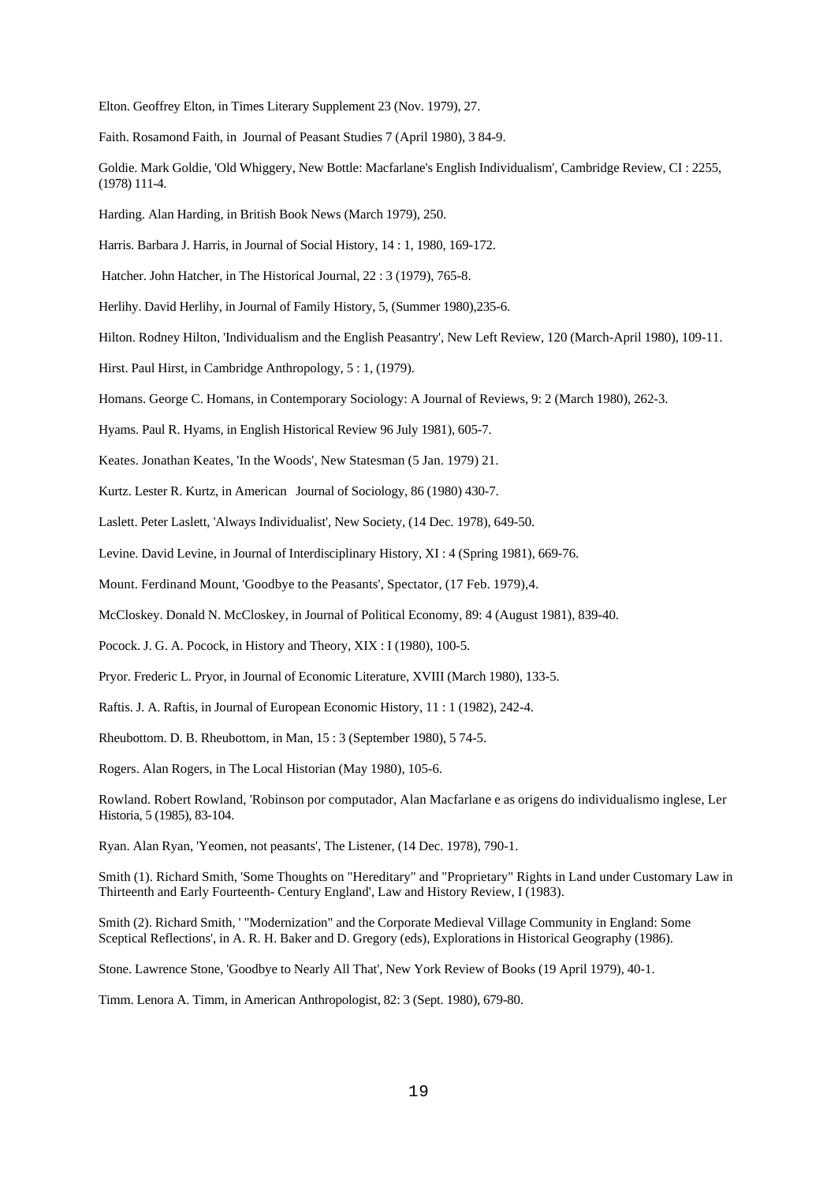Elton. Geoffrey Elton, in Times Literary Supplement 23 (Nov. 1979), 27.

Faith. Rosamond Faith, in Journal of Peasant Studies 7 (April 1980), 3 84-9.

Goldie. Mark Goldie, 'Old Whiggery, New Bottle: Macfarlane's English Individualism', Cambridge Review, CI : 2255, (1978) 111-4.

Harding. Alan Harding, in British Book News (March 1979), 250.

Harris. Barbara J. Harris, in Journal of Social History, 14 : 1, 1980, 169-172.

Hatcher. John Hatcher, in The Historical Journal, 22 : 3 (1979), 765-8.

Herlihy. David Herlihy, in Journal of Family History, 5, (Summer 1980),235-6.

Hilton. Rodney Hilton, 'Individualism and the English Peasantry', New Left Review, 120 (March-April 1980), 109-11.

Hirst. Paul Hirst, in Cambridge Anthropology, 5 : 1, (1979).

Homans. George C. Homans, in Contemporary Sociology: A Journal of Reviews, 9: 2 (March 1980), 262-3.

Hyams. Paul R. Hyams, in English Historical Review 96 July 1981), 605-7.

Keates. Jonathan Keates, 'In the Woods', New Statesman (5 Jan. 1979) 21.

Kurtz. Lester R. Kurtz, in American Journal of Sociology, 86 (1980) 430-7.

Laslett. Peter Laslett, 'Always Individualist', New Society, (14 Dec. 1978), 649-50.

Levine. David Levine, in Journal of Interdisciplinary History, XI : 4 (Spring 1981), 669-76.

Mount. Ferdinand Mount, 'Goodbye to the Peasants', Spectator, (17 Feb. 1979),4.

McCloskey. Donald N. McCloskey, in Journal of Political Economy, 89: 4 (August 1981), 839-40.

Pocock. J. G. A. Pocock, in History and Theory, XIX : I (1980), 100-5.

Pryor. Frederic L. Pryor, in Journal of Economic Literature, XVIII (March 1980), 133-5.

Raftis. J. A. Raftis, in Journal of European Economic History, 11 : 1 (1982), 242-4.

Rheubottom. D. B. Rheubottom, in Man, 15 : 3 (September 1980), 5 74-5.

Rogers. Alan Rogers, in The Local Historian (May 1980), 105-6.

Rowland. Robert Rowland, 'Robinson por computador, Alan Macfarlane e as origens do individualismo inglese, Ler Historia, 5 (1985), 83-104.

Ryan. Alan Ryan, 'Yeomen, not peasants', The Listener, (14 Dec. 1978), 790-1.

Smith (1). Richard Smith, 'Some Thoughts on "Hereditary" and "Proprietary" Rights in Land under Customary Law in Thirteenth and Early Fourteenth- Century England', Law and History Review, I (1983).

Smith (2). Richard Smith, ' "Modernization" and the Corporate Medieval Village Community in England: Some Sceptical Reflections', in A. R. H. Baker and D. Gregory (eds), Explorations in Historical Geography (1986).

Stone. Lawrence Stone, 'Goodbye to Nearly All That', New York Review of Books (19 April 1979), 40-1.

Timm. Lenora A. Timm, in American Anthropologist, 82: 3 (Sept. 1980), 679-80.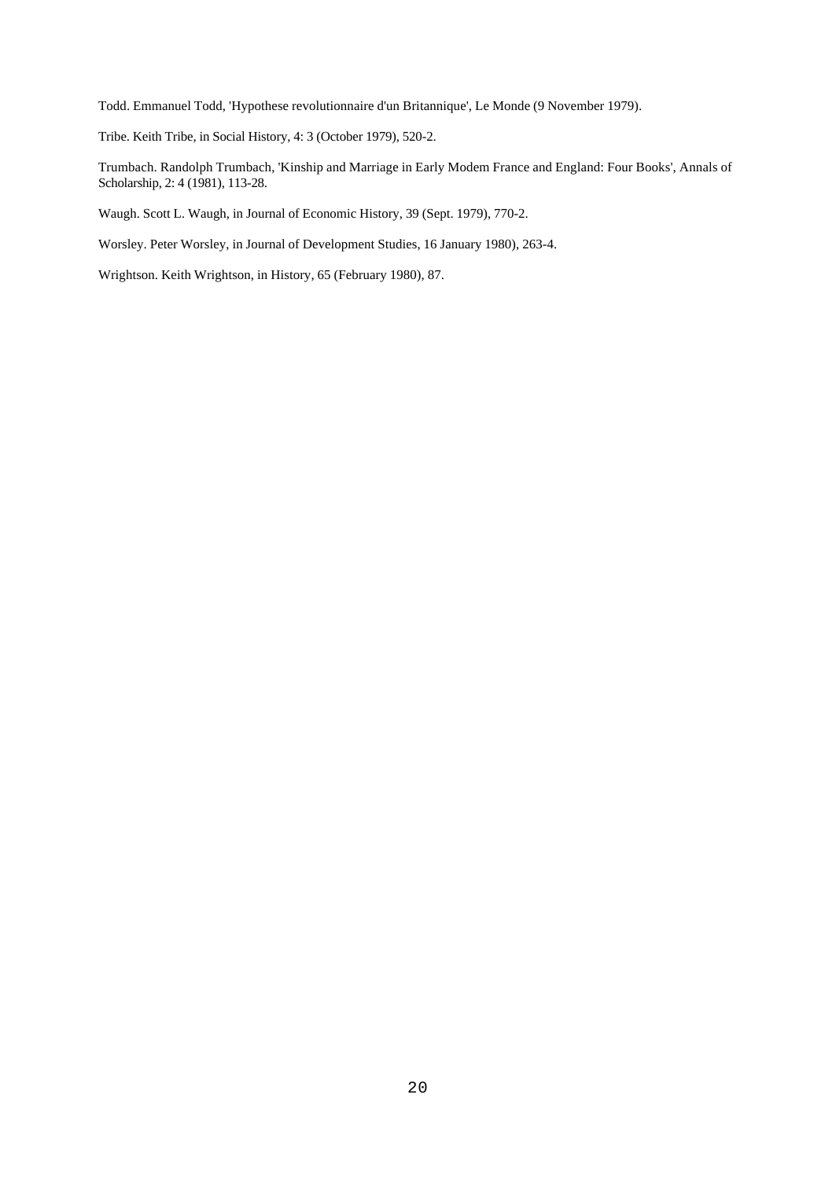Todd. Emmanuel Todd, 'Hypothese revolutionnaire d'un Britannique', Le Monde (9 November 1979).

Tribe. Keith Tribe, in Social History, 4: 3 (October 1979), 520-2.

Trumbach. Randolph Trumbach, 'Kinship and Marriage in Early Modem France and England: Four Books', Annals of Scholarship, 2: 4 (1981), 113-28.

Waugh. Scott L. Waugh, in Journal of Economic History, 39 (Sept. 1979), 770-2.

Worsley. Peter Worsley, in Journal of Development Studies, 16 January 1980), 263-4.

Wrightson. Keith Wrightson, in History, 65 (February 1980), 87.